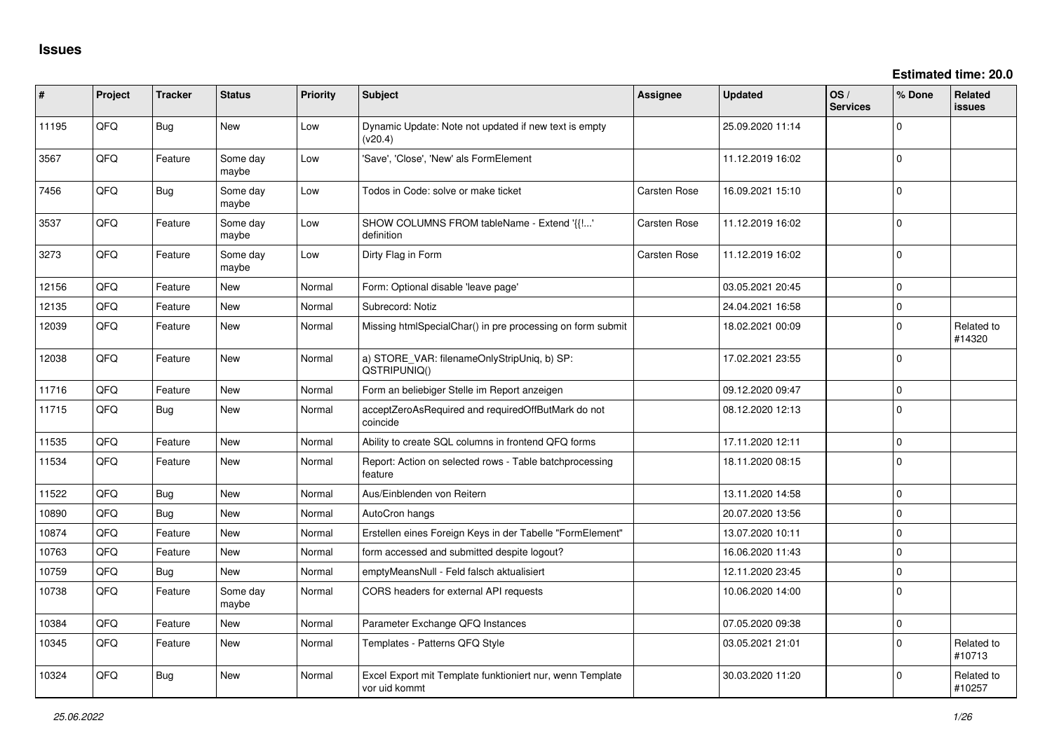# Issues

**Estimated time: 20.0**

| # | Project | Tracker | Status | Priority | Subject | Assignee | Updated | OS / Services | % Done | Related issues |
|---|---|---|---|---|---|---|---|---|---|---|
| 11195 | QFQ | Bug | New | Low | Dynamic Update: Note not updated if new text is empty (v20.4) | | 25.09.2020 11:14 | | 0 | |
| 3567 | QFQ | Feature | Some day maybe | Low | 'Save', 'Close', 'New' als FormElement | | 11.12.2019 16:02 | | 0 | |
| 7456 | QFQ | Bug | Some day maybe | Low | Todos in Code: solve or make ticket | Carsten Rose | 16.09.2021 15:10 | | 0 | |
| 3537 | QFQ | Feature | Some day maybe | Low | SHOW COLUMNS FROM tableName - Extend '{{!...' definition | Carsten Rose | 11.12.2019 16:02 | | 0 | |
| 3273 | QFQ | Feature | Some day maybe | Low | Dirty Flag in Form | Carsten Rose | 11.12.2019 16:02 | | 0 | |
| 12156 | QFQ | Feature | New | Normal | Form: Optional disable 'leave page' | | 03.05.2021 20:45 | | 0 | |
| 12135 | QFQ | Feature | New | Normal | Subrecord: Notiz | | 24.04.2021 16:58 | | 0 | |
| 12039 | QFQ | Feature | New | Normal | Missing htmlSpecialChar() in pre processing on form submit | | 18.02.2021 00:09 | | 0 | Related to #14320 |
| 12038 | QFQ | Feature | New | Normal | a) STORE_VAR: filenameOnlyStripUniq, b) SP: QSTRIPUNIQ() | | 17.02.2021 23:55 | | 0 | |
| 11716 | QFQ | Feature | New | Normal | Form an beliebiger Stelle im Report anzeigen | | 09.12.2020 09:47 | | 0 | |
| 11715 | QFQ | Bug | New | Normal | acceptZeroAsRequired and requiredOffButMark do not coincide | | 08.12.2020 12:13 | | 0 | |
| 11535 | QFQ | Feature | New | Normal | Ability to create SQL columns in frontend QFQ forms | | 17.11.2020 12:11 | | 0 | |
| 11534 | QFQ | Feature | New | Normal | Report: Action on selected rows - Table batchprocessing feature | | 18.11.2020 08:15 | | 0 | |
| 11522 | QFQ | Bug | New | Normal | Aus/Einblenden von Reitern | | 13.11.2020 14:58 | | 0 | |
| 10890 | QFQ | Bug | New | Normal | AutoCron hangs | | 20.07.2020 13:56 | | 0 | |
| 10874 | QFQ | Feature | New | Normal | Erstellen eines Foreign Keys in der Tabelle "FormElement" | | 13.07.2020 10:11 | | 0 | |
| 10763 | QFQ | Feature | New | Normal | form accessed and submitted despite logout? | | 16.06.2020 11:43 | | 0 | |
| 10759 | QFQ | Bug | New | Normal | emptyMeansNull - Feld falsch aktualisiert | | 12.11.2020 23:45 | | 0 | |
| 10738 | QFQ | Feature | Some day maybe | Normal | CORS headers for external API requests | | 10.06.2020 14:00 | | 0 | |
| 10384 | QFQ | Feature | New | Normal | Parameter Exchange QFQ Instances | | 07.05.2020 09:38 | | 0 | |
| 10345 | QFQ | Feature | New | Normal | Templates - Patterns QFQ Style | | 03.05.2021 21:01 | | 0 | Related to #10713 |
| 10324 | QFQ | Bug | New | Normal | Excel Export mit Template funktioniert nur, wenn Template vor uid kommt | | 30.03.2020 11:20 | | 0 | Related to #10257 |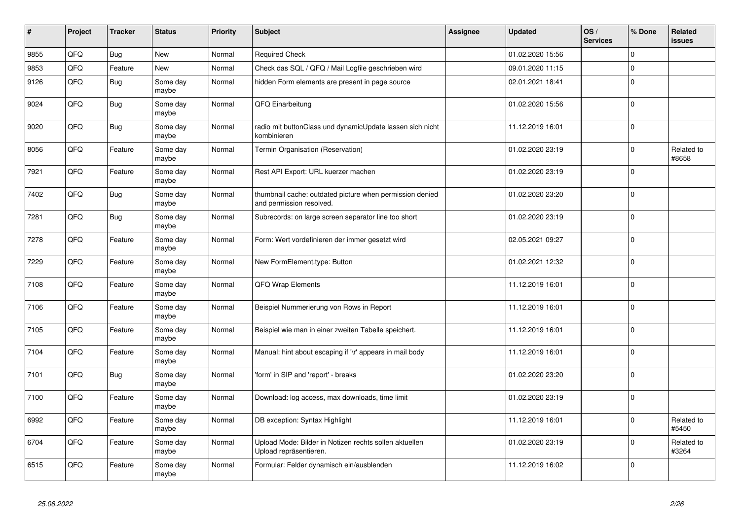| # | Project | Tracker | Status | Priority | Subject | Assignee | Updated | OS / Services | % Done | Related issues |
|---|---|---|---|---|---|---|---|---|---|---|
| 9855 | QFQ | Bug | New | Normal | Required Check | | 01.02.2020 15:56 | | 0 | |
| 9853 | QFQ | Feature | New | Normal | Check das SQL / QFQ / Mail Logfile geschrieben wird | | 09.01.2020 11:15 | | 0 | |
| 9126 | QFQ | Bug | Some day maybe | Normal | hidden Form elements are present in page source | | 02.01.2021 18:41 | | 0 | |
| 9024 | QFQ | Bug | Some day maybe | Normal | QFQ Einarbeitung | | 01.02.2020 15:56 | | 0 | |
| 9020 | QFQ | Bug | Some day maybe | Normal | radio mit buttonClass und dynamicUpdate lassen sich nicht kombinieren | | 11.12.2019 16:01 | | 0 | |
| 8056 | QFQ | Feature | Some day maybe | Normal | Termin Organisation (Reservation) | | 01.02.2020 23:19 | | 0 | Related to #8658 |
| 7921 | QFQ | Feature | Some day maybe | Normal | Rest API Export: URL kuerzer machen | | 01.02.2020 23:19 | | 0 | |
| 7402 | QFQ | Bug | Some day maybe | Normal | thumbnail cache: outdated picture when permission denied and permission resolved. | | 01.02.2020 23:20 | | 0 | |
| 7281 | QFQ | Bug | Some day maybe | Normal | Subrecords: on large screen separator line too short | | 01.02.2020 23:19 | | 0 | |
| 7278 | QFQ | Feature | Some day maybe | Normal | Form: Wert vordefinieren der immer gesetzt wird | | 02.05.2021 09:27 | | 0 | |
| 7229 | QFQ | Feature | Some day maybe | Normal | New FormElement.type: Button | | 01.02.2021 12:32 | | 0 | |
| 7108 | QFQ | Feature | Some day maybe | Normal | QFQ Wrap Elements | | 11.12.2019 16:01 | | 0 | |
| 7106 | QFQ | Feature | Some day maybe | Normal | Beispiel Nummerierung von Rows in Report | | 11.12.2019 16:01 | | 0 | |
| 7105 | QFQ | Feature | Some day maybe | Normal | Beispiel wie man in einer zweiten Tabelle speichert. | | 11.12.2019 16:01 | | 0 | |
| 7104 | QFQ | Feature | Some day maybe | Normal | Manual: hint about escaping if '\r' appears in mail body | | 11.12.2019 16:01 | | 0 | |
| 7101 | QFQ | Bug | Some day maybe | Normal | 'form' in SIP and 'report' - breaks | | 01.02.2020 23:20 | | 0 | |
| 7100 | QFQ | Feature | Some day maybe | Normal | Download: log access, max downloads, time limit | | 01.02.2020 23:19 | | 0 | |
| 6992 | QFQ | Feature | Some day maybe | Normal | DB exception: Syntax Highlight | | 11.12.2019 16:01 | | 0 | Related to #5450 |
| 6704 | QFQ | Feature | Some day maybe | Normal | Upload Mode: Bilder in Notizen rechts sollen aktuellen Upload repräsentieren. | | 01.02.2020 23:19 | | 0 | Related to #3264 |
| 6515 | QFQ | Feature | Some day maybe | Normal | Formular: Felder dynamisch ein/ausblenden | | 11.12.2019 16:02 | | 0 | |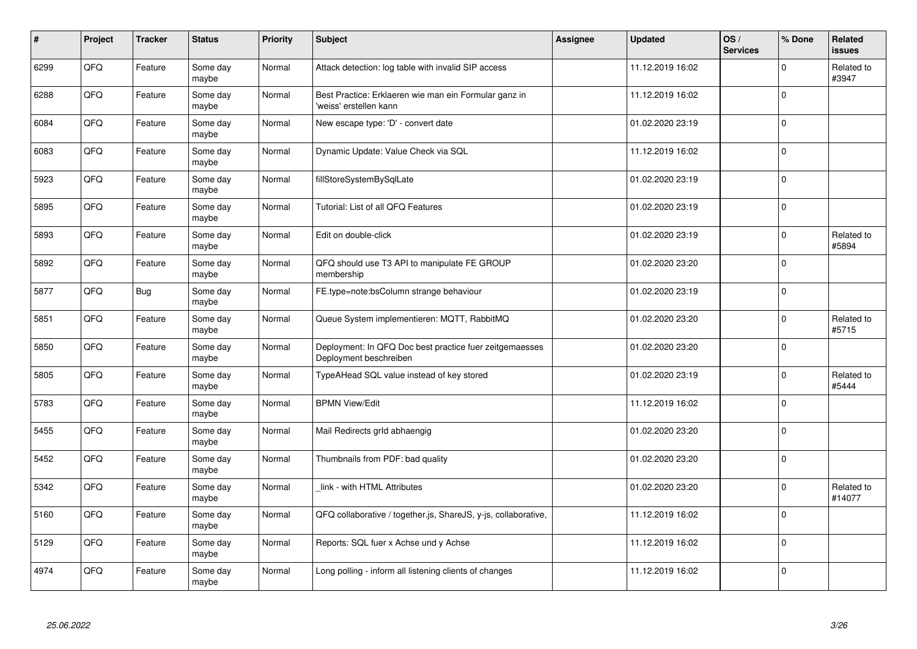| # | Project | Tracker | Status | Priority | Subject | Assignee | Updated | OS / Services | % Done | Related issues |
|---|---|---|---|---|---|---|---|---|---|---|
| 6299 | QFQ | Feature | Some day maybe | Normal | Attack detection: log table with invalid SIP access | | 11.12.2019 16:02 | | 0 | Related to #3947 |
| 6288 | QFQ | Feature | Some day maybe | Normal | Best Practice: Erklaeren wie man ein Formular ganz in 'weiss' erstellen kann | | 11.12.2019 16:02 | | 0 | |
| 6084 | QFQ | Feature | Some day maybe | Normal | New escape type: 'D' - convert date | | 01.02.2020 23:19 | | 0 | |
| 6083 | QFQ | Feature | Some day maybe | Normal | Dynamic Update: Value Check via SQL | | 11.12.2019 16:02 | | 0 | |
| 5923 | QFQ | Feature | Some day maybe | Normal | fillStoreSystemBySqlLate | | 01.02.2020 23:19 | | 0 | |
| 5895 | QFQ | Feature | Some day maybe | Normal | Tutorial: List of all QFQ Features | | 01.02.2020 23:19 | | 0 | |
| 5893 | QFQ | Feature | Some day maybe | Normal | Edit on double-click | | 01.02.2020 23:19 | | 0 | Related to #5894 |
| 5892 | QFQ | Feature | Some day maybe | Normal | QFQ should use T3 API to manipulate FE GROUP membership | | 01.02.2020 23:20 | | 0 | |
| 5877 | QFQ | Bug | Some day maybe | Normal | FE.type=note:bsColumn strange behaviour | | 01.02.2020 23:19 | | 0 | |
| 5851 | QFQ | Feature | Some day maybe | Normal | Queue System implementieren: MQTT, RabbitMQ | | 01.02.2020 23:20 | | 0 | Related to #5715 |
| 5850 | QFQ | Feature | Some day maybe | Normal | Deployment: In QFQ Doc best practice fuer zeitgemaesses Deployment beschreiben | | 01.02.2020 23:20 | | 0 | |
| 5805 | QFQ | Feature | Some day maybe | Normal | TypeAHead SQL value instead of key stored | | 01.02.2020 23:19 | | 0 | Related to #5444 |
| 5783 | QFQ | Feature | Some day maybe | Normal | BPMN View/Edit | | 11.12.2019 16:02 | | 0 | |
| 5455 | QFQ | Feature | Some day maybe | Normal | Mail Redirects grId abhaengig | | 01.02.2020 23:20 | | 0 | |
| 5452 | QFQ | Feature | Some day maybe | Normal | Thumbnails from PDF: bad quality | | 01.02.2020 23:20 | | 0 | |
| 5342 | QFQ | Feature | Some day maybe | Normal | _link - with HTML Attributes | | 01.02.2020 23:20 | | 0 | Related to #14077 |
| 5160 | QFQ | Feature | Some day maybe | Normal | QFQ collaborative / together.js, ShareJS, y-js, collaborative, | | 11.12.2019 16:02 | | 0 | |
| 5129 | QFQ | Feature | Some day maybe | Normal | Reports: SQL fuer x Achse und y Achse | | 11.12.2019 16:02 | | 0 | |
| 4974 | QFQ | Feature | Some day maybe | Normal | Long polling - inform all listening clients of changes | | 11.12.2019 16:02 | | 0 | |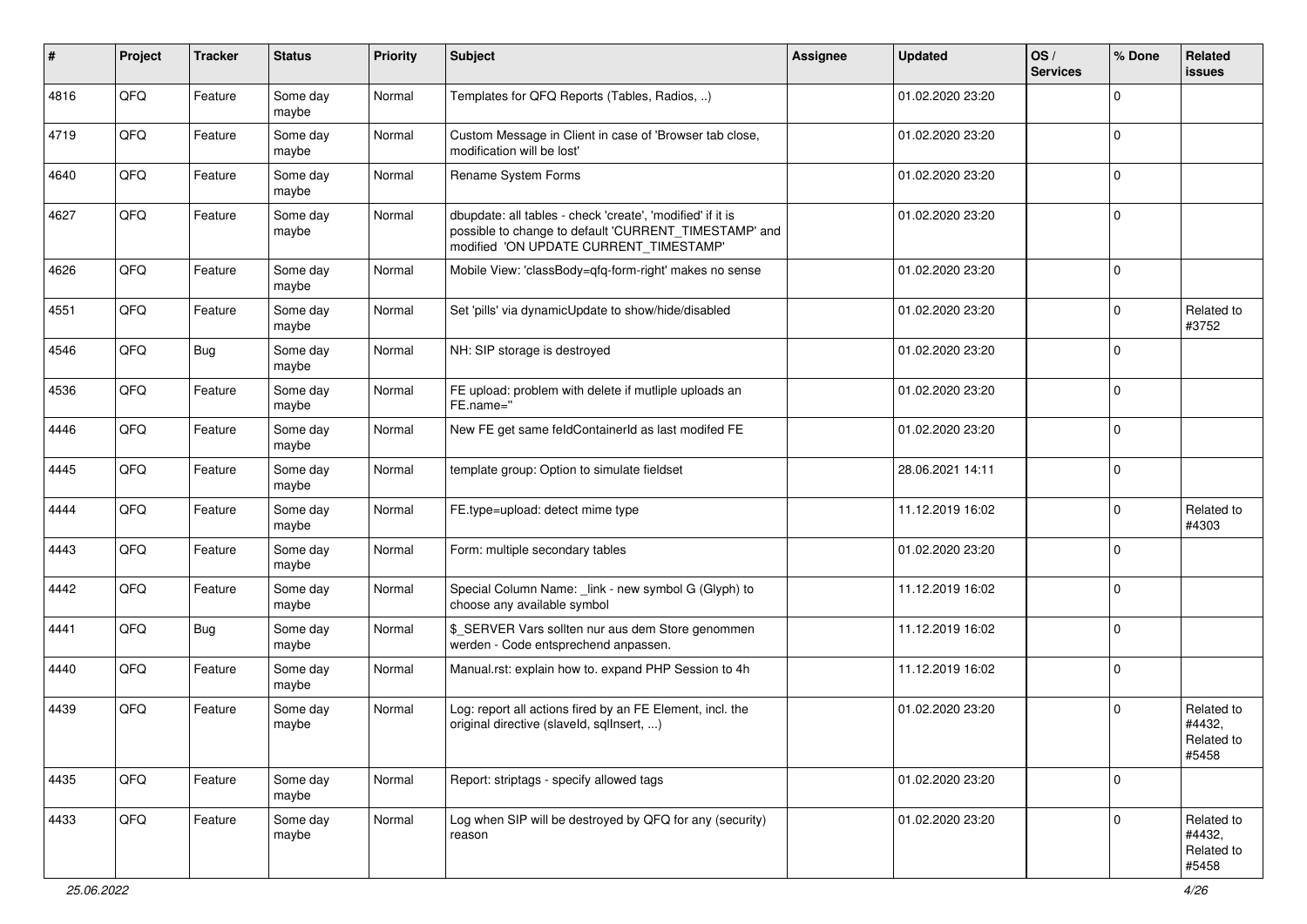| # | Project | Tracker | Status | Priority | Subject | Assignee | Updated | OS / Services | % Done | Related issues |
|---|---|---|---|---|---|---|---|---|---|---|
| 4816 | QFQ | Feature | Some day maybe | Normal | Templates for QFQ Reports (Tables, Radios, ..) | | 01.02.2020 23:20 | | 0 | |
| 4719 | QFQ | Feature | Some day maybe | Normal | Custom Message in Client in case of 'Browser tab close, modification will be lost' | | 01.02.2020 23:20 | | 0 | |
| 4640 | QFQ | Feature | Some day maybe | Normal | Rename System Forms | | 01.02.2020 23:20 | | 0 | |
| 4627 | QFQ | Feature | Some day maybe | Normal | dbupdate: all tables - check 'create', 'modified' if it is possible to change to default 'CURRENT_TIMESTAMP' and modified 'ON UPDATE CURRENT_TIMESTAMP' | | 01.02.2020 23:20 | | 0 | |
| 4626 | QFQ | Feature | Some day maybe | Normal | Mobile View: 'classBody=qfq-form-right' makes no sense | | 01.02.2020 23:20 | | 0 | |
| 4551 | QFQ | Feature | Some day maybe | Normal | Set 'pills' via dynamicUpdate to show/hide/disabled | | 01.02.2020 23:20 | | 0 | Related to #3752 |
| 4546 | QFQ | Bug | Some day maybe | Normal | NH: SIP storage is destroyed | | 01.02.2020 23:20 | | 0 | |
| 4536 | QFQ | Feature | Some day maybe | Normal | FE upload: problem with delete if mutliple uploads an FE.name='' | | 01.02.2020 23:20 | | 0 | |
| 4446 | QFQ | Feature | Some day maybe | Normal | New FE get same feldContainerId as last modifed FE | | 01.02.2020 23:20 | | 0 | |
| 4445 | QFQ | Feature | Some day maybe | Normal | template group: Option to simulate fieldset | | 28.06.2021 14:11 | | 0 | |
| 4444 | QFQ | Feature | Some day maybe | Normal | FE.type=upload: detect mime type | | 11.12.2019 16:02 | | 0 | Related to #4303 |
| 4443 | QFQ | Feature | Some day maybe | Normal | Form: multiple secondary tables | | 01.02.2020 23:20 | | 0 | |
| 4442 | QFQ | Feature | Some day maybe | Normal | Special Column Name: _link - new symbol G (Glyph) to choose any available symbol | | 11.12.2019 16:02 | | 0 | |
| 4441 | QFQ | Bug | Some day maybe | Normal | $_SERVER Vars sollten nur aus dem Store genommen werden - Code entsprechend anpassen. | | 11.12.2019 16:02 | | 0 | |
| 4440 | QFQ | Feature | Some day maybe | Normal | Manual.rst: explain how to. expand PHP Session to 4h | | 11.12.2019 16:02 | | 0 | |
| 4439 | QFQ | Feature | Some day maybe | Normal | Log: report all actions fired by an FE Element, incl. the original directive (slaveId, sqlInsert, ...) | | 01.02.2020 23:20 | | 0 | Related to #4432, Related to #5458 |
| 4435 | QFQ | Feature | Some day maybe | Normal | Report: striptags - specify allowed tags | | 01.02.2020 23:20 | | 0 | |
| 4433 | QFQ | Feature | Some day maybe | Normal | Log when SIP will be destroyed by QFQ for any (security) reason | | 01.02.2020 23:20 | | 0 | Related to #4432, Related to #5458 |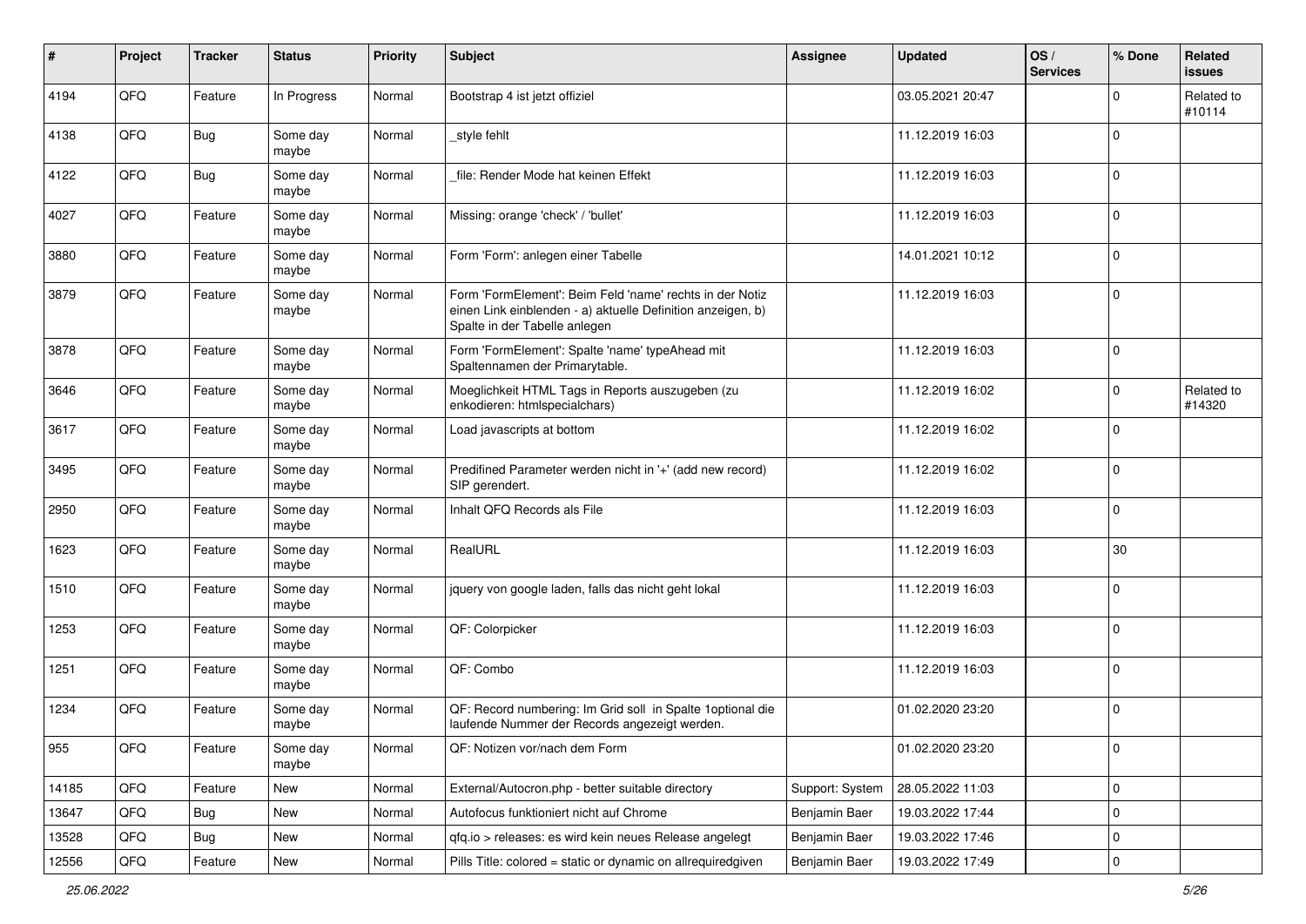| # | Project | Tracker | Status | Priority | Subject | Assignee | Updated | OS / Services | % Done | Related issues |
|---|---|---|---|---|---|---|---|---|---|---|
| 4194 | QFQ | Feature | In Progress | Normal | Bootstrap 4 ist jetzt offiziel | | 03.05.2021 20:47 | | 0 | Related to #10114 |
| 4138 | QFQ | Bug | Some day maybe | Normal | _style fehlt | | 11.12.2019 16:03 | | 0 | |
| 4122 | QFQ | Bug | Some day maybe | Normal | _file: Render Mode hat keinen Effekt | | 11.12.2019 16:03 | | 0 | |
| 4027 | QFQ | Feature | Some day maybe | Normal | Missing: orange 'check' / 'bullet' | | 11.12.2019 16:03 | | 0 | |
| 3880 | QFQ | Feature | Some day maybe | Normal | Form 'Form': anlegen einer Tabelle | | 14.01.2021 10:12 | | 0 | |
| 3879 | QFQ | Feature | Some day maybe | Normal | Form 'FormElement': Beim Feld 'name' rechts in der Notiz einen Link einblenden - a) aktuelle Definition anzeigen, b) Spalte in der Tabelle anlegen | | 11.12.2019 16:03 | | 0 | |
| 3878 | QFQ | Feature | Some day maybe | Normal | Form 'FormElement': Spalte 'name' typeAhead mit Spaltennamen der Primarytable. | | 11.12.2019 16:03 | | 0 | |
| 3646 | QFQ | Feature | Some day maybe | Normal | Moeglichkeit HTML Tags in Reports auszugeben (zu enkodieren: htmlspecialchars) | | 11.12.2019 16:02 | | 0 | Related to #14320 |
| 3617 | QFQ | Feature | Some day maybe | Normal | Load javascripts at bottom | | 11.12.2019 16:02 | | 0 | |
| 3495 | QFQ | Feature | Some day maybe | Normal | Predifined Parameter werden nicht in '+' (add new record) SIP gerendert. | | 11.12.2019 16:02 | | 0 | |
| 2950 | QFQ | Feature | Some day maybe | Normal | Inhalt QFQ Records als File | | 11.12.2019 16:03 | | 0 | |
| 1623 | QFQ | Feature | Some day maybe | Normal | RealURL | | 11.12.2019 16:03 | | 30 | |
| 1510 | QFQ | Feature | Some day maybe | Normal | jquery von google laden, falls das nicht geht lokal | | 11.12.2019 16:03 | | 0 | |
| 1253 | QFQ | Feature | Some day maybe | Normal | QF: Colorpicker | | 11.12.2019 16:03 | | 0 | |
| 1251 | QFQ | Feature | Some day maybe | Normal | QF: Combo | | 11.12.2019 16:03 | | 0 | |
| 1234 | QFQ | Feature | Some day maybe | Normal | QF: Record numbering: Im Grid soll in Spalte 1optional die laufende Nummer der Records angezeigt werden. | | 01.02.2020 23:20 | | 0 | |
| 955 | QFQ | Feature | Some day maybe | Normal | QF: Notizen vor/nach dem Form | | 01.02.2020 23:20 | | 0 | |
| 14185 | QFQ | Feature | New | Normal | External/Autocron.php - better suitable directory | Support: System | 28.05.2022 11:03 | | 0 | |
| 13647 | QFQ | Bug | New | Normal | Autofocus funktioniert nicht auf Chrome | Benjamin Baer | 19.03.2022 17:44 | | 0 | |
| 13528 | QFQ | Bug | New | Normal | qfq.io > releases: es wird kein neues Release angelegt | Benjamin Baer | 19.03.2022 17:46 | | 0 | |
| 12556 | QFQ | Feature | New | Normal | Pills Title: colored = static or dynamic on allrequiredgiven | Benjamin Baer | 19.03.2022 17:49 | | 0 | |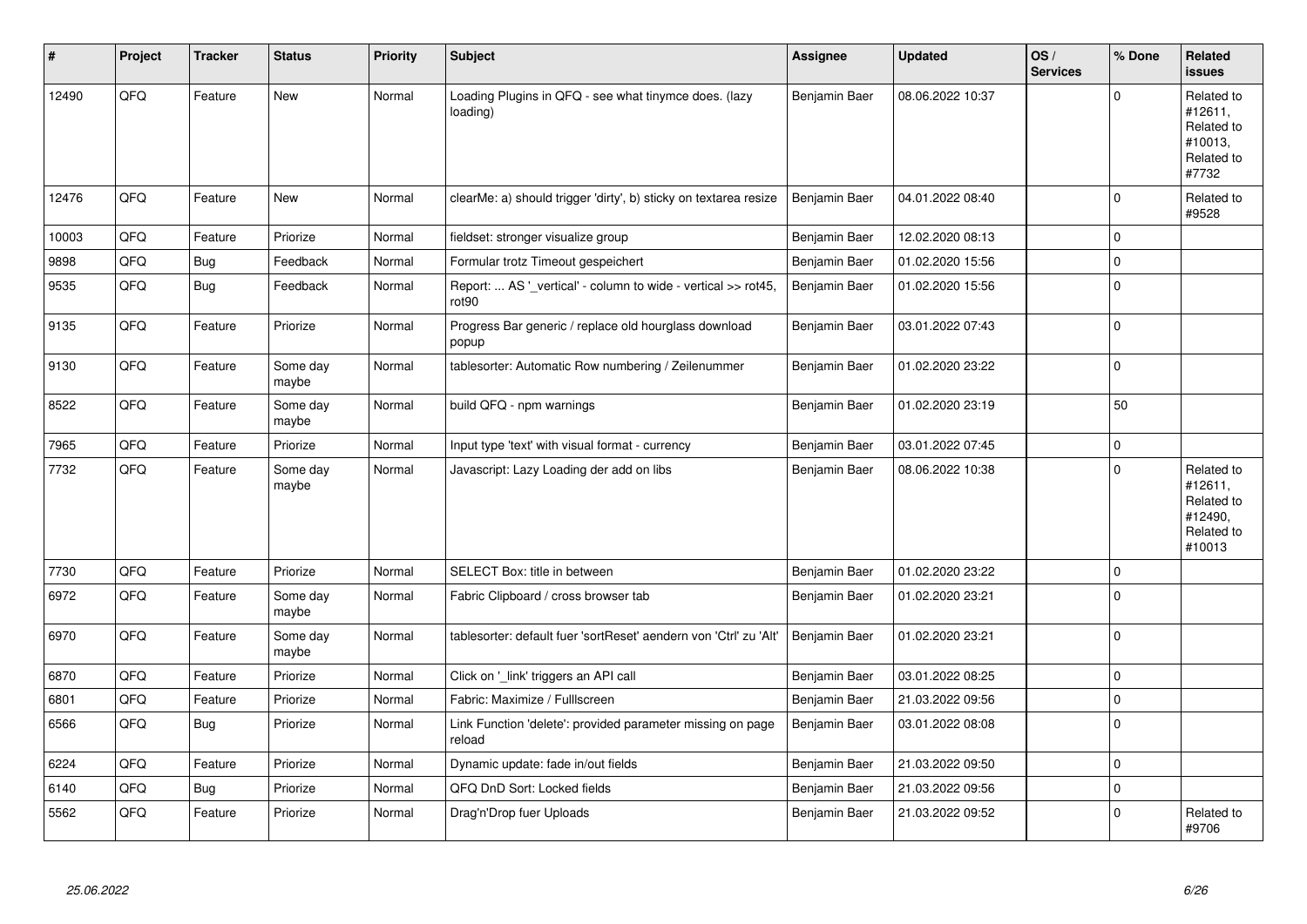| # | Project | Tracker | Status | Priority | Subject | Assignee | Updated | OS / Services | % Done | Related issues |
|---|---|---|---|---|---|---|---|---|---|---|
| 12490 | QFQ | Feature | New | Normal | Loading Plugins in QFQ - see what tinymce does. (lazy loading) | Benjamin Baer | 08.06.2022 10:37 | | 0 | Related to #12611, Related to #10013, Related to #7732 |
| 12476 | QFQ | Feature | New | Normal | clearMe: a) should trigger 'dirty', b) sticky on textarea resize | Benjamin Baer | 04.01.2022 08:40 | | 0 | Related to #9528 |
| 10003 | QFQ | Feature | Priorize | Normal | fieldset: stronger visualize group | Benjamin Baer | 12.02.2020 08:13 | | 0 | |
| 9898 | QFQ | Bug | Feedback | Normal | Formular trotz Timeout gespeichert | Benjamin Baer | 01.02.2020 15:56 | | 0 | |
| 9535 | QFQ | Bug | Feedback | Normal | Report: ... AS '_vertical' - column to wide - vertical >> rot45, rot90 | Benjamin Baer | 01.02.2020 15:56 | | 0 | |
| 9135 | QFQ | Feature | Priorize | Normal | Progress Bar generic / replace old hourglass download popup | Benjamin Baer | 03.01.2022 07:43 | | 0 | |
| 9130 | QFQ | Feature | Some day maybe | Normal | tablesorter: Automatic Row numbering / Zeilenummer | Benjamin Baer | 01.02.2020 23:22 | | 0 | |
| 8522 | QFQ | Feature | Some day maybe | Normal | build QFQ - npm warnings | Benjamin Baer | 01.02.2020 23:19 | | 50 | |
| 7965 | QFQ | Feature | Priorize | Normal | Input type 'text' with visual format - currency | Benjamin Baer | 03.01.2022 07:45 | | 0 | |
| 7732 | QFQ | Feature | Some day maybe | Normal | Javascript: Lazy Loading der add on libs | Benjamin Baer | 08.06.2022 10:38 | | 0 | Related to #12611, Related to #12490, Related to #10013 |
| 7730 | QFQ | Feature | Priorize | Normal | SELECT Box: title in between | Benjamin Baer | 01.02.2020 23:22 | | 0 | |
| 6972 | QFQ | Feature | Some day maybe | Normal | Fabric Clipboard / cross browser tab | Benjamin Baer | 01.02.2020 23:21 | | 0 | |
| 6970 | QFQ | Feature | Some day maybe | Normal | tablesorter: default fuer 'sortReset' aendern von 'Ctrl' zu 'Alt' | Benjamin Baer | 01.02.2020 23:21 | | 0 | |
| 6870 | QFQ | Feature | Priorize | Normal | Click on '_link' triggers an API call | Benjamin Baer | 03.01.2022 08:25 | | 0 | |
| 6801 | QFQ | Feature | Priorize | Normal | Fabric: Maximize / FullIscreen | Benjamin Baer | 21.03.2022 09:56 | | 0 | |
| 6566 | QFQ | Bug | Priorize | Normal | Link Function 'delete': provided parameter missing on page reload | Benjamin Baer | 03.01.2022 08:08 | | 0 | |
| 6224 | QFQ | Feature | Priorize | Normal | Dynamic update: fade in/out fields | Benjamin Baer | 21.03.2022 09:50 | | 0 | |
| 6140 | QFQ | Bug | Priorize | Normal | QFQ DnD Sort: Locked fields | Benjamin Baer | 21.03.2022 09:56 | | 0 | |
| 5562 | QFQ | Feature | Priorize | Normal | Drag'n'Drop fuer Uploads | Benjamin Baer | 21.03.2022 09:52 | | 0 | Related to #9706 |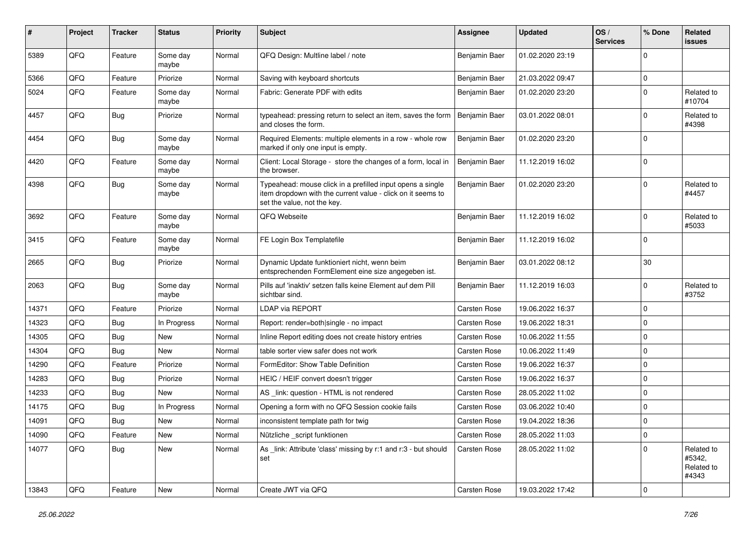| # | Project | Tracker | Status | Priority | Subject | Assignee | Updated | OS / Services | % Done | Related issues |
|---|---|---|---|---|---|---|---|---|---|---|
| 5389 | QFQ | Feature | Some day maybe | Normal | QFQ Design: Multline label / note | Benjamin Baer | 01.02.2020 23:19 | | 0 | |
| 5366 | QFQ | Feature | Priorize | Normal | Saving with keyboard shortcuts | Benjamin Baer | 21.03.2022 09:47 | | 0 | |
| 5024 | QFQ | Feature | Some day maybe | Normal | Fabric: Generate PDF with edits | Benjamin Baer | 01.02.2020 23:20 | | 0 | Related to #10704 |
| 4457 | QFQ | Bug | Priorize | Normal | typeahead: pressing return to select an item, saves the form and closes the form. | Benjamin Baer | 03.01.2022 08:01 | | 0 | Related to #4398 |
| 4454 | QFQ | Bug | Some day maybe | Normal | Required Elements: multiple elements in a row - whole row marked if only one input is empty. | Benjamin Baer | 01.02.2020 23:20 | | 0 | |
| 4420 | QFQ | Feature | Some day maybe | Normal | Client: Local Storage - store the changes of a form, local in the browser. | Benjamin Baer | 11.12.2019 16:02 | | 0 | |
| 4398 | QFQ | Bug | Some day maybe | Normal | Typeahead: mouse click in a prefilled input opens a single item dropdown with the current value - click on it seems to set the value, not the key. | Benjamin Baer | 01.02.2020 23:20 | | 0 | Related to #4457 |
| 3692 | QFQ | Feature | Some day maybe | Normal | QFQ Webseite | Benjamin Baer | 11.12.2019 16:02 | | 0 | Related to #5033 |
| 3415 | QFQ | Feature | Some day maybe | Normal | FE Login Box Templatefile | Benjamin Baer | 11.12.2019 16:02 | | 0 | |
| 2665 | QFQ | Bug | Priorize | Normal | Dynamic Update funktioniert nicht, wenn beim entsprechenden FormElement eine size angegeben ist. | Benjamin Baer | 03.01.2022 08:12 | | 30 | |
| 2063 | QFQ | Bug | Some day maybe | Normal | Pills auf 'inaktiv' setzen falls keine Element auf dem Pill sichtbar sind. | Benjamin Baer | 11.12.2019 16:03 | | 0 | Related to #3752 |
| 14371 | QFQ | Feature | Priorize | Normal | LDAP via REPORT | Carsten Rose | 19.06.2022 16:37 | | 0 | |
| 14323 | QFQ | Bug | In Progress | Normal | Report: render=both\|single - no impact | Carsten Rose | 19.06.2022 18:31 | | 0 | |
| 14305 | QFQ | Bug | New | Normal | Inline Report editing does not create history entries | Carsten Rose | 10.06.2022 11:55 | | 0 | |
| 14304 | QFQ | Bug | New | Normal | table sorter view safer does not work | Carsten Rose | 10.06.2022 11:49 | | 0 | |
| 14290 | QFQ | Feature | Priorize | Normal | FormEditor: Show Table Definition | Carsten Rose | 19.06.2022 16:37 | | 0 | |
| 14283 | QFQ | Bug | Priorize | Normal | HEIC / HEIF convert doesn't trigger | Carsten Rose | 19.06.2022 16:37 | | 0 | |
| 14233 | QFQ | Bug | New | Normal | AS _link: question - HTML is not rendered | Carsten Rose | 28.05.2022 11:02 | | 0 | |
| 14175 | QFQ | Bug | In Progress | Normal | Opening a form with no QFQ Session cookie fails | Carsten Rose | 03.06.2022 10:40 | | 0 | |
| 14091 | QFQ | Bug | New | Normal | inconsistent template path for twig | Carsten Rose | 19.04.2022 18:36 | | 0 | |
| 14090 | QFQ | Feature | New | Normal | Nützliche _script funktionen | Carsten Rose | 28.05.2022 11:03 | | 0 | |
| 14077 | QFQ | Bug | New | Normal | As _link: Attribute 'class' missing by r:1 and r:3 - but should set | Carsten Rose | 28.05.2022 11:02 | | 0 | Related to #5342, Related to #4343 |
| 13843 | QFQ | Feature | New | Normal | Create JWT via QFQ | Carsten Rose | 19.03.2022 17:42 | | 0 | |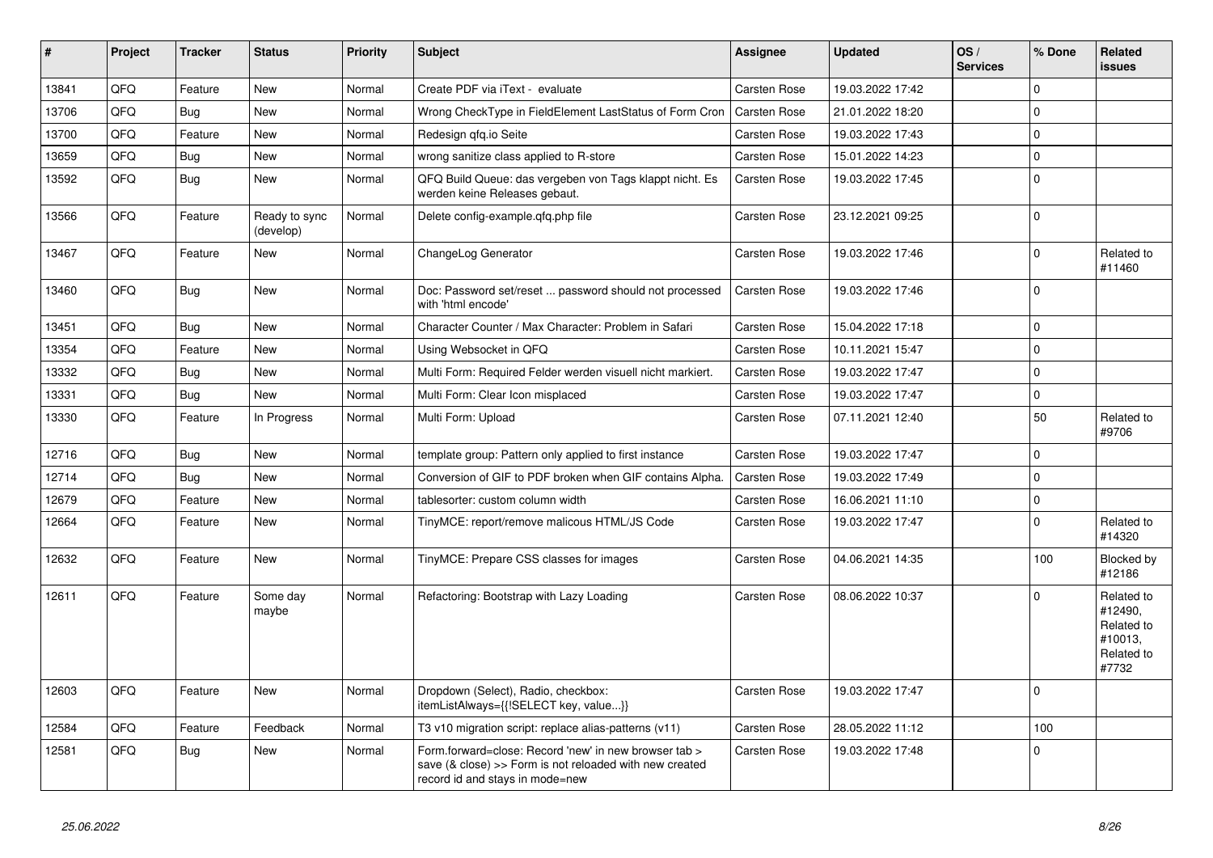| # | Project | Tracker | Status | Priority | Subject | Assignee | Updated | OS / Services | % Done | Related issues |
|---|---|---|---|---|---|---|---|---|---|---|
| 13841 | QFQ | Feature | New | Normal | Create PDF via iText - evaluate | Carsten Rose | 19.03.2022 17:42 | | 0 | |
| 13706 | QFQ | Bug | New | Normal | Wrong CheckType in FieldElement LastStatus of Form Cron | Carsten Rose | 21.01.2022 18:20 | | 0 | |
| 13700 | QFQ | Feature | New | Normal | Redesign qfq.io Seite | Carsten Rose | 19.03.2022 17:43 | | 0 | |
| 13659 | QFQ | Bug | New | Normal | wrong sanitize class applied to R-store | Carsten Rose | 15.01.2022 14:23 | | 0 | |
| 13592 | QFQ | Bug | New | Normal | QFQ Build Queue: das vergeben von Tags klappt nicht. Es werden keine Releases gebaut. | Carsten Rose | 19.03.2022 17:45 | | 0 | |
| 13566 | QFQ | Feature | Ready to sync (develop) | Normal | Delete config-example.qfq.php file | Carsten Rose | 23.12.2021 09:25 | | 0 | |
| 13467 | QFQ | Feature | New | Normal | ChangeLog Generator | Carsten Rose | 19.03.2022 17:46 | | 0 | Related to #11460 |
| 13460 | QFQ | Bug | New | Normal | Doc: Password set/reset ... password should not processed with 'html encode' | Carsten Rose | 19.03.2022 17:46 | | 0 | |
| 13451 | QFQ | Bug | New | Normal | Character Counter / Max Character: Problem in Safari | Carsten Rose | 15.04.2022 17:18 | | 0 | |
| 13354 | QFQ | Feature | New | Normal | Using Websocket in QFQ | Carsten Rose | 10.11.2021 15:47 | | 0 | |
| 13332 | QFQ | Bug | New | Normal | Multi Form: Required Felder werden visuell nicht markiert. | Carsten Rose | 19.03.2022 17:47 | | 0 | |
| 13331 | QFQ | Bug | New | Normal | Multi Form: Clear Icon misplaced | Carsten Rose | 19.03.2022 17:47 | | 0 | |
| 13330 | QFQ | Feature | In Progress | Normal | Multi Form: Upload | Carsten Rose | 07.11.2021 12:40 | | 50 | Related to #9706 |
| 12716 | QFQ | Bug | New | Normal | template group: Pattern only applied to first instance | Carsten Rose | 19.03.2022 17:47 | | 0 | |
| 12714 | QFQ | Bug | New | Normal | Conversion of GIF to PDF broken when GIF contains Alpha. | Carsten Rose | 19.03.2022 17:49 | | 0 | |
| 12679 | QFQ | Feature | New | Normal | tablesorter: custom column width | Carsten Rose | 16.06.2021 11:10 | | 0 | |
| 12664 | QFQ | Feature | New | Normal | TinyMCE: report/remove malicous HTML/JS Code | Carsten Rose | 19.03.2022 17:47 | | 0 | Related to #14320 |
| 12632 | QFQ | Feature | New | Normal | TinyMCE: Prepare CSS classes for images | Carsten Rose | 04.06.2021 14:35 | | 100 | Blocked by #12186 |
| 12611 | QFQ | Feature | Some day maybe | Normal | Refactoring: Bootstrap with Lazy Loading | Carsten Rose | 08.06.2022 10:37 | | 0 | Related to #12490, Related to #10013, Related to #7732 |
| 12603 | QFQ | Feature | New | Normal | Dropdown (Select), Radio, checkbox: itemListAlways={{!SELECT key, value...}} | Carsten Rose | 19.03.2022 17:47 | | 0 | |
| 12584 | QFQ | Feature | Feedback | Normal | T3 v10 migration script: replace alias-patterns (v11) | Carsten Rose | 28.05.2022 11:12 | | 100 | |
| 12581 | QFQ | Bug | New | Normal | Form.forward=close: Record 'new' in new browser tab > save (& close) >> Form is not reloaded with new created record id and stays in mode=new | Carsten Rose | 19.03.2022 17:48 | | 0 | |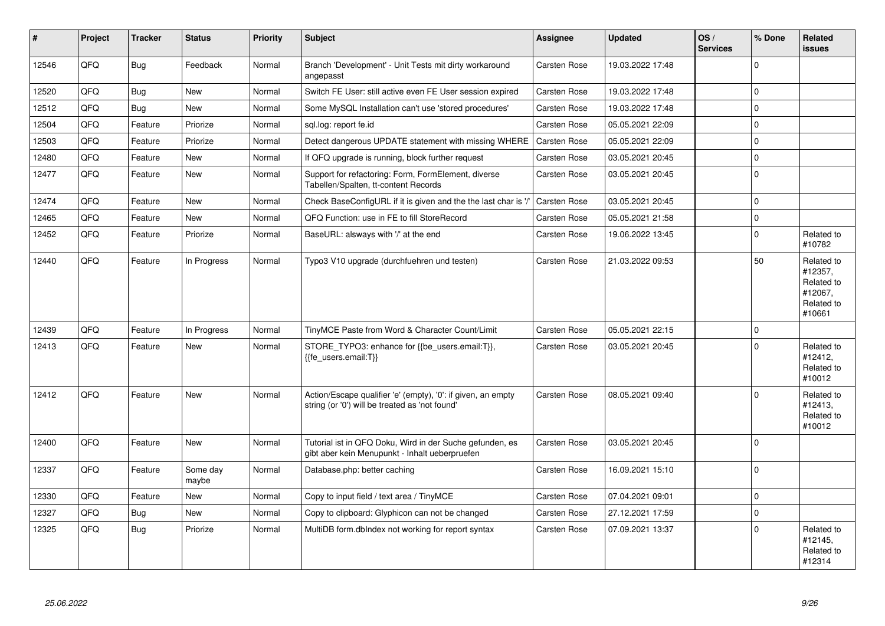| # | Project | Tracker | Status | Priority | Subject | Assignee | Updated | OS / Services | % Done | Related issues |
|---|---|---|---|---|---|---|---|---|---|---|
| 12546 | QFQ | Bug | Feedback | Normal | Branch 'Development' - Unit Tests mit dirty workaround angepasst | Carsten Rose | 19.03.2022 17:48 | | 0 | |
| 12520 | QFQ | Bug | New | Normal | Switch FE User: still active even FE User session expired | Carsten Rose | 19.03.2022 17:48 | | 0 | |
| 12512 | QFQ | Bug | New | Normal | Some MySQL Installation can't use 'stored procedures' | Carsten Rose | 19.03.2022 17:48 | | 0 | |
| 12504 | QFQ | Feature | Priorize | Normal | sql.log: report fe.id | Carsten Rose | 05.05.2021 22:09 | | 0 | |
| 12503 | QFQ | Feature | Priorize | Normal | Detect dangerous UPDATE statement with missing WHERE | Carsten Rose | 05.05.2021 22:09 | | 0 | |
| 12480 | QFQ | Feature | New | Normal | If QFQ upgrade is running, block further request | Carsten Rose | 03.05.2021 20:45 | | 0 | |
| 12477 | QFQ | Feature | New | Normal | Support for refactoring: Form, FormElement, diverse Tabellen/Spalten, tt-content Records | Carsten Rose | 03.05.2021 20:45 | | 0 | |
| 12474 | QFQ | Feature | New | Normal | Check BaseConfigURL if it is given and the the last char is '/' | Carsten Rose | 03.05.2021 20:45 | | 0 | |
| 12465 | QFQ | Feature | New | Normal | QFQ Function: use in FE to fill StoreRecord | Carsten Rose | 05.05.2021 21:58 | | 0 | |
| 12452 | QFQ | Feature | Priorize | Normal | BaseURL: alsways with '/' at the end | Carsten Rose | 19.06.2022 13:45 | | 0 | Related to #10782 |
| 12440 | QFQ | Feature | In Progress | Normal | Typo3 V10 upgrade (durchfuehren und testen) | Carsten Rose | 21.03.2022 09:53 | | 50 | Related to #12357, Related to #12067, Related to #10661 |
| 12439 | QFQ | Feature | In Progress | Normal | TinyMCE Paste from Word & Character Count/Limit | Carsten Rose | 05.05.2021 22:15 | | 0 | |
| 12413 | QFQ | Feature | New | Normal | STORE_TYPO3: enhance for {{be_users.email:T}}, {{fe_users.email:T}} | Carsten Rose | 03.05.2021 20:45 | | 0 | Related to #12412, Related to #10012 |
| 12412 | QFQ | Feature | New | Normal | Action/Escape qualifier 'e' (empty), '0': if given, an empty string (or '0') will be treated as 'not found' | Carsten Rose | 08.05.2021 09:40 | | 0 | Related to #12413, Related to #10012 |
| 12400 | QFQ | Feature | New | Normal | Tutorial ist in QFQ Doku, Wird in der Suche gefunden, es gibt aber kein Menupunkt - Inhalt ueberpruefen | Carsten Rose | 03.05.2021 20:45 | | 0 | |
| 12337 | QFQ | Feature | Some day maybe | Normal | Database.php: better caching | Carsten Rose | 16.09.2021 15:10 | | 0 | |
| 12330 | QFQ | Feature | New | Normal | Copy to input field / text area / TinyMCE | Carsten Rose | 07.04.2021 09:01 | | 0 | |
| 12327 | QFQ | Bug | New | Normal | Copy to clipboard: Glyphicon can not be changed | Carsten Rose | 27.12.2021 17:59 | | 0 | |
| 12325 | QFQ | Bug | Priorize | Normal | MultiDB form.dbIndex not working for report syntax | Carsten Rose | 07.09.2021 13:37 | | 0 | Related to #12145, Related to #12314 |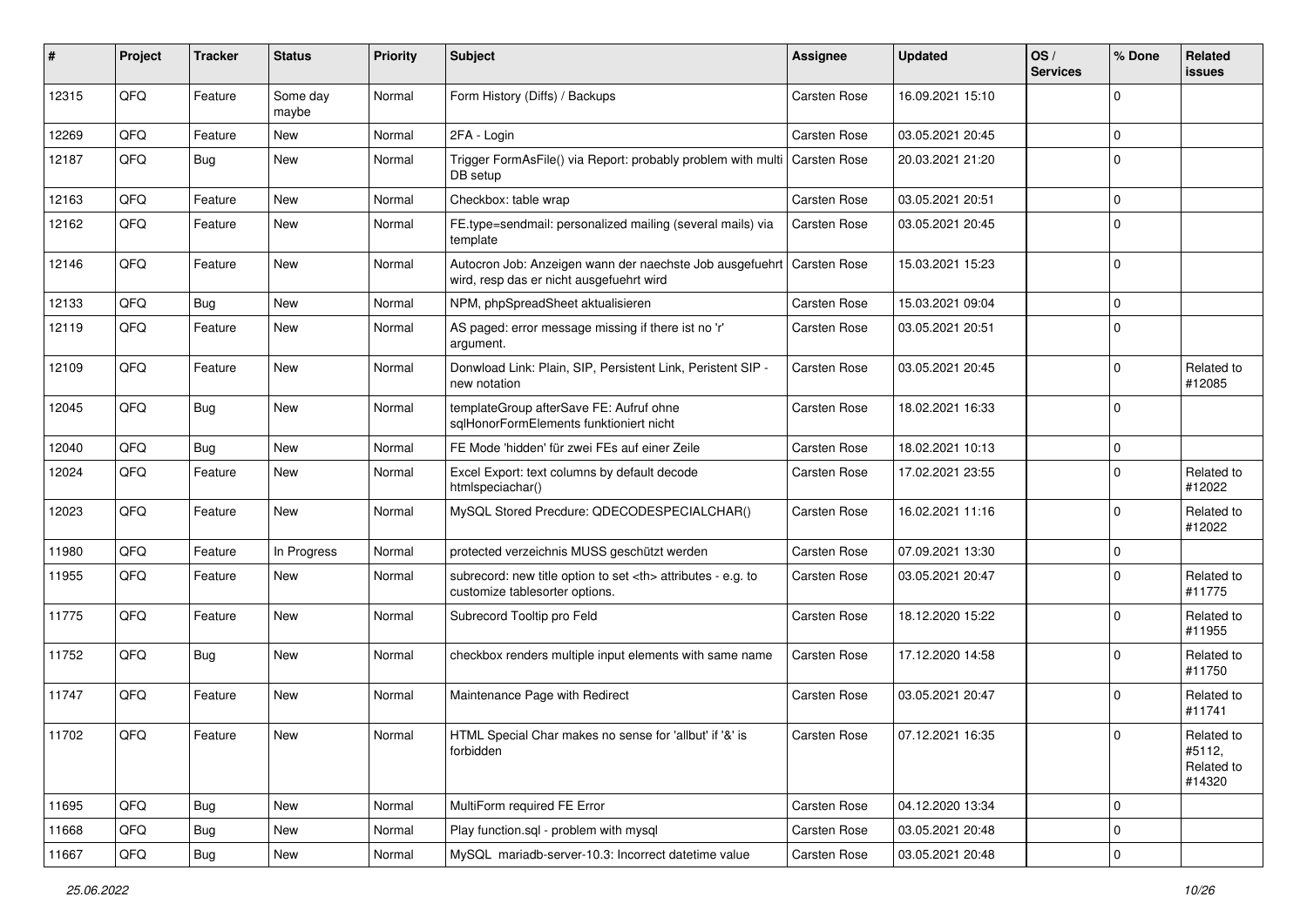| # | Project | Tracker | Status | Priority | Subject | Assignee | Updated | OS / Services | % Done | Related issues |
|---|---|---|---|---|---|---|---|---|---|---|
| 12315 | QFQ | Feature | Some day maybe | Normal | Form History (Diffs) / Backups | Carsten Rose | 16.09.2021 15:10 | | 0 | |
| 12269 | QFQ | Feature | New | Normal | 2FA - Login | Carsten Rose | 03.05.2021 20:45 | | 0 | |
| 12187 | QFQ | Bug | New | Normal | Trigger FormAsFile() via Report: probably problem with multi DB setup | Carsten Rose | 20.03.2021 21:20 | | 0 | |
| 12163 | QFQ | Feature | New | Normal | Checkbox: table wrap | Carsten Rose | 03.05.2021 20:51 | | 0 | |
| 12162 | QFQ | Feature | New | Normal | FE.type=sendmail: personalized mailing (several mails) via template | Carsten Rose | 03.05.2021 20:45 | | 0 | |
| 12146 | QFQ | Feature | New | Normal | Autocron Job: Anzeigen wann der naechste Job ausgefuehrt wird, resp das er nicht ausgefuehrt wird | Carsten Rose | 15.03.2021 15:23 | | 0 | |
| 12133 | QFQ | Bug | New | Normal | NPM, phpSpreadSheet aktualisieren | Carsten Rose | 15.03.2021 09:04 | | 0 | |
| 12119 | QFQ | Feature | New | Normal | AS paged: error message missing if there ist no 'r' argument. | Carsten Rose | 03.05.2021 20:51 | | 0 | |
| 12109 | QFQ | Feature | New | Normal | Donwload Link: Plain, SIP, Persistent Link, Peristent SIP - new notation | Carsten Rose | 03.05.2021 20:45 | | 0 | Related to #12085 |
| 12045 | QFQ | Bug | New | Normal | templateGroup afterSave FE: Aufruf ohne sqlHonorFormElements funktioniert nicht | Carsten Rose | 18.02.2021 16:33 | | 0 | |
| 12040 | QFQ | Bug | New | Normal | FE Mode 'hidden' für zwei FEs auf einer Zeile | Carsten Rose | 18.02.2021 10:13 | | 0 | |
| 12024 | QFQ | Feature | New | Normal | Excel Export: text columns by default decode htmlspeciachar() | Carsten Rose | 17.02.2021 23:55 | | 0 | Related to #12022 |
| 12023 | QFQ | Feature | New | Normal | MySQL Stored Precdure: QDECODESPECIALCHAR() | Carsten Rose | 16.02.2021 11:16 | | 0 | Related to #12022 |
| 11980 | QFQ | Feature | In Progress | Normal | protected verzeichnis MUSS geschützt werden | Carsten Rose | 07.09.2021 13:30 | | 0 | |
| 11955 | QFQ | Feature | New | Normal | subrecord: new title option to set <th> attributes - e.g. to customize tablesorter options. | Carsten Rose | 03.05.2021 20:47 | | 0 | Related to #11775 |
| 11775 | QFQ | Feature | New | Normal | Subrecord Tooltip pro Feld | Carsten Rose | 18.12.2020 15:22 | | 0 | Related to #11955 |
| 11752 | QFQ | Bug | New | Normal | checkbox renders multiple input elements with same name | Carsten Rose | 17.12.2020 14:58 | | 0 | Related to #11750 |
| 11747 | QFQ | Feature | New | Normal | Maintenance Page with Redirect | Carsten Rose | 03.05.2021 20:47 | | 0 | Related to #11741 |
| 11702 | QFQ | Feature | New | Normal | HTML Special Char makes no sense for 'allbut' if '&' is forbidden | Carsten Rose | 07.12.2021 16:35 | | 0 | Related to #5112, Related to #14320 |
| 11695 | QFQ | Bug | New | Normal | MultiForm required FE Error | Carsten Rose | 04.12.2020 13:34 | | 0 | |
| 11668 | QFQ | Bug | New | Normal | Play function.sql - problem with mysql | Carsten Rose | 03.05.2021 20:48 | | 0 | |
| 11667 | QFQ | Bug | New | Normal | MySQL mariadb-server-10.3: Incorrect datetime value | Carsten Rose | 03.05.2021 20:48 | | 0 | |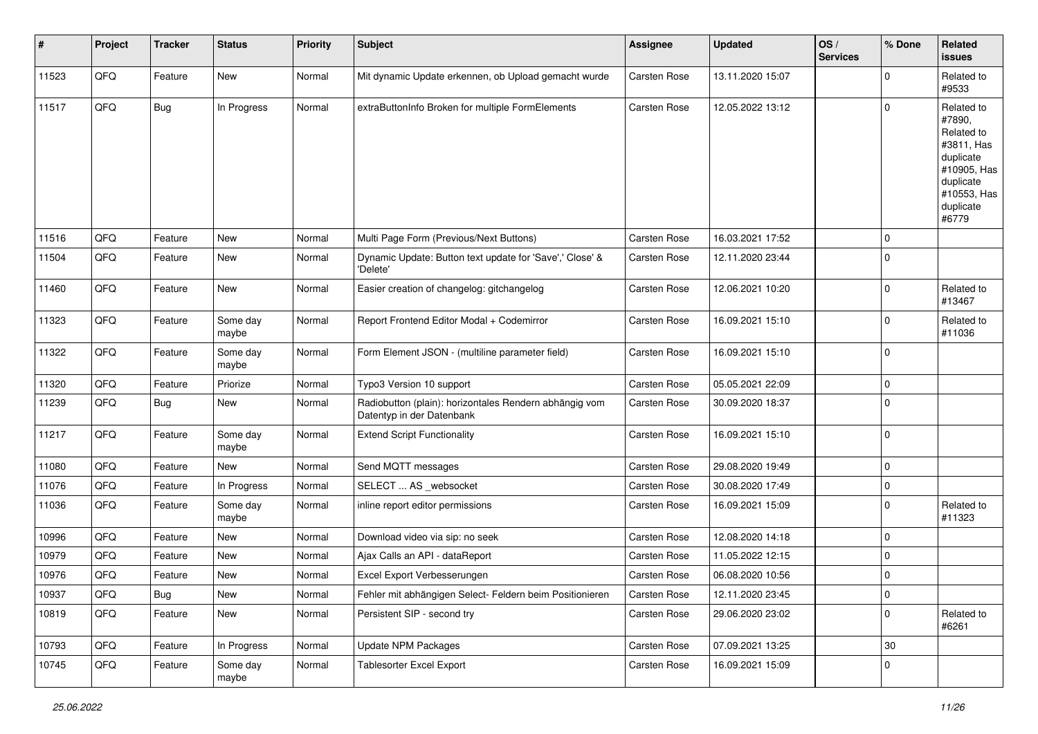| # | Project | Tracker | Status | Priority | Subject | Assignee | Updated | OS / Services | % Done | Related issues |
|---|---|---|---|---|---|---|---|---|---|---|
| 11523 | QFQ | Feature | New | Normal | Mit dynamic Update erkennen, ob Upload gemacht wurde | Carsten Rose | 13.11.2020 15:07 | | 0 | Related to #9533 |
| 11517 | QFQ | Bug | In Progress | Normal | extraButtonInfo Broken for multiple FormElements | Carsten Rose | 12.05.2022 13:12 | | 0 | Related to #7890, Related to #3811, Has duplicate #10905, Has duplicate #10553, Has duplicate #6779 |
| 11516 | QFQ | Feature | New | Normal | Multi Page Form (Previous/Next Buttons) | Carsten Rose | 16.03.2021 17:52 | | 0 | |
| 11504 | QFQ | Feature | New | Normal | Dynamic Update: Button text update for 'Save',' Close' & 'Delete' | Carsten Rose | 12.11.2020 23:44 | | 0 | |
| 11460 | QFQ | Feature | New | Normal | Easier creation of changelog: gitchangelog | Carsten Rose | 12.06.2021 10:20 | | 0 | Related to #13467 |
| 11323 | QFQ | Feature | Some day maybe | Normal | Report Frontend Editor Modal + Codemirror | Carsten Rose | 16.09.2021 15:10 | | 0 | Related to #11036 |
| 11322 | QFQ | Feature | Some day maybe | Normal | Form Element JSON - (multiline parameter field) | Carsten Rose | 16.09.2021 15:10 | | 0 | |
| 11320 | QFQ | Feature | Priorize | Normal | Typo3 Version 10 support | Carsten Rose | 05.05.2021 22:09 | | 0 | |
| 11239 | QFQ | Bug | New | Normal | Radiobutton (plain): horizontales Rendern abhängig vom Datentyp in der Datenbank | Carsten Rose | 30.09.2020 18:37 | | 0 | |
| 11217 | QFQ | Feature | Some day maybe | Normal | Extend Script Functionality | Carsten Rose | 16.09.2021 15:10 | | 0 | |
| 11080 | QFQ | Feature | New | Normal | Send MQTT messages | Carsten Rose | 29.08.2020 19:49 | | 0 | |
| 11076 | QFQ | Feature | In Progress | Normal | SELECT ... AS _websocket | Carsten Rose | 30.08.2020 17:49 | | 0 | |
| 11036 | QFQ | Feature | Some day maybe | Normal | inline report editor permissions | Carsten Rose | 16.09.2021 15:09 | | 0 | Related to #11323 |
| 10996 | QFQ | Feature | New | Normal | Download video via sip: no seek | Carsten Rose | 12.08.2020 14:18 | | 0 | |
| 10979 | QFQ | Feature | New | Normal | Ajax Calls an API - dataReport | Carsten Rose | 11.05.2022 12:15 | | 0 | |
| 10976 | QFQ | Feature | New | Normal | Excel Export Verbesserungen | Carsten Rose | 06.08.2020 10:56 | | 0 | |
| 10937 | QFQ | Bug | New | Normal | Fehler mit abhängigen Select- Feldern beim Positionieren | Carsten Rose | 12.11.2020 23:45 | | 0 | |
| 10819 | QFQ | Feature | New | Normal | Persistent SIP - second try | Carsten Rose | 29.06.2020 23:02 | | 0 | Related to #6261 |
| 10793 | QFQ | Feature | In Progress | Normal | Update NPM Packages | Carsten Rose | 07.09.2021 13:25 | | 30 | |
| 10745 | QFQ | Feature | Some day maybe | Normal | Tablesorter Excel Export | Carsten Rose | 16.09.2021 15:09 | | 0 | |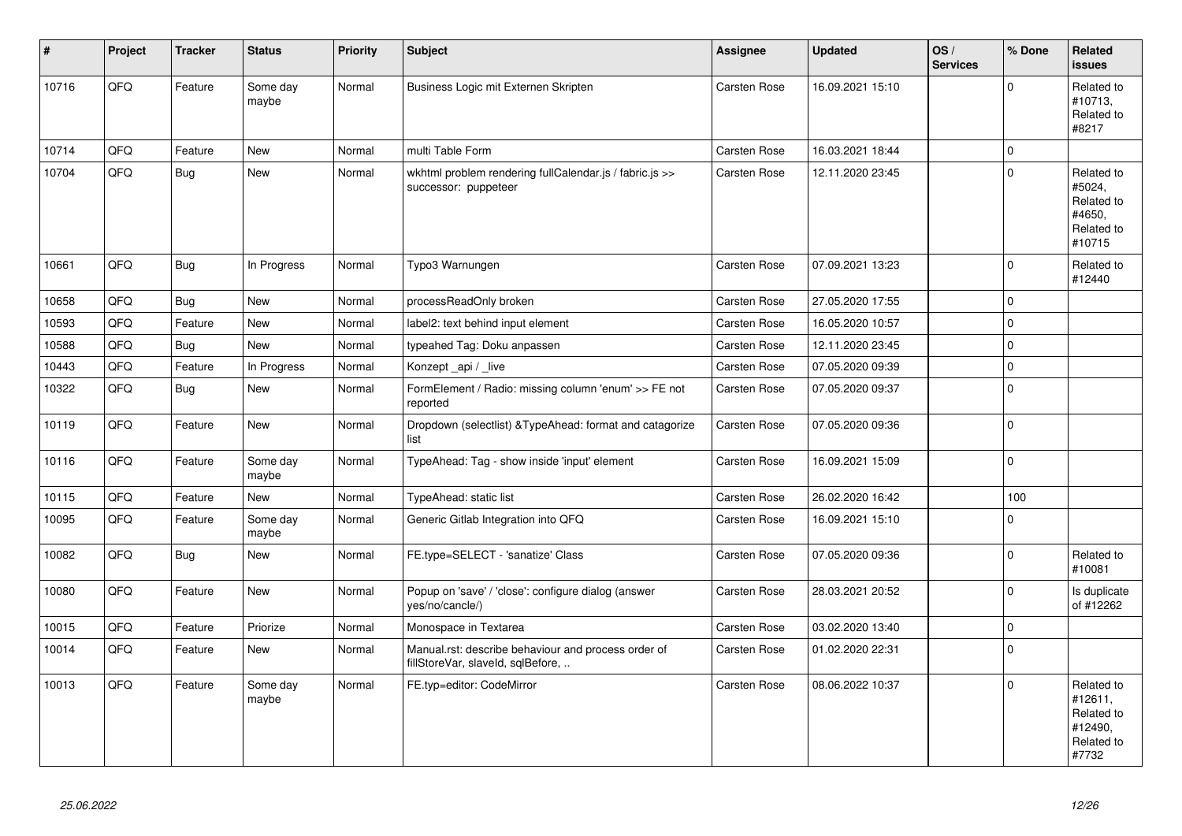| # | Project | Tracker | Status | Priority | Subject | Assignee | Updated | OS / Services | % Done | Related issues |
|---|---|---|---|---|---|---|---|---|---|---|
| 10716 | QFQ | Feature | Some day maybe | Normal | Business Logic mit Externen Skripten | Carsten Rose | 16.09.2021 15:10 | | 0 | Related to #10713, Related to #8217 |
| 10714 | QFQ | Feature | New | Normal | multi Table Form | Carsten Rose | 16.03.2021 18:44 | | 0 | |
| 10704 | QFQ | Bug | New | Normal | wkhtml problem rendering fullCalendar.js / fabric.js >> successor: puppeteer | Carsten Rose | 12.11.2020 23:45 | | 0 | Related to #5024, Related to #4650, Related to #10715 |
| 10661 | QFQ | Bug | In Progress | Normal | Typo3 Warnungen | Carsten Rose | 07.09.2021 13:23 | | 0 | Related to #12440 |
| 10658 | QFQ | Bug | New | Normal | processReadOnly broken | Carsten Rose | 27.05.2020 17:55 | | 0 | |
| 10593 | QFQ | Feature | New | Normal | label2: text behind input element | Carsten Rose | 16.05.2020 10:57 | | 0 | |
| 10588 | QFQ | Bug | New | Normal | typeahed Tag: Doku anpassen | Carsten Rose | 12.11.2020 23:45 | | 0 | |
| 10443 | QFQ | Feature | In Progress | Normal | Konzept _api / _live | Carsten Rose | 07.05.2020 09:39 | | 0 | |
| 10322 | QFQ | Bug | New | Normal | FormElement / Radio: missing column 'enum' >> FE not reported | Carsten Rose | 07.05.2020 09:37 | | 0 | |
| 10119 | QFQ | Feature | New | Normal | Dropdown (selectlist) &TypeAhead: format and catagorize list | Carsten Rose | 07.05.2020 09:36 | | 0 | |
| 10116 | QFQ | Feature | Some day maybe | Normal | TypeAhead: Tag - show inside 'input' element | Carsten Rose | 16.09.2021 15:09 | | 0 | |
| 10115 | QFQ | Feature | New | Normal | TypeAhead: static list | Carsten Rose | 26.02.2020 16:42 | | 100 | |
| 10095 | QFQ | Feature | Some day maybe | Normal | Generic Gitlab Integration into QFQ | Carsten Rose | 16.09.2021 15:10 | | 0 | |
| 10082 | QFQ | Bug | New | Normal | FE.type=SELECT - 'sanatize' Class | Carsten Rose | 07.05.2020 09:36 | | 0 | Related to #10081 |
| 10080 | QFQ | Feature | New | Normal | Popup on 'save' / 'close': configure dialog (answer yes/no/cancle/) | Carsten Rose | 28.03.2021 20:52 | | 0 | Is duplicate of #12262 |
| 10015 | QFQ | Feature | Priorize | Normal | Monospace in Textarea | Carsten Rose | 03.02.2020 13:40 | | 0 | |
| 10014 | QFQ | Feature | New | Normal | Manual.rst: describe behaviour and process order of fillStoreVar, slaveId, sqlBefore, .. | Carsten Rose | 01.02.2020 22:31 | | 0 | |
| 10013 | QFQ | Feature | Some day maybe | Normal | FE.typ=editor: CodeMirror | Carsten Rose | 08.06.2022 10:37 | | 0 | Related to #12611, Related to #12490, Related to #7732 |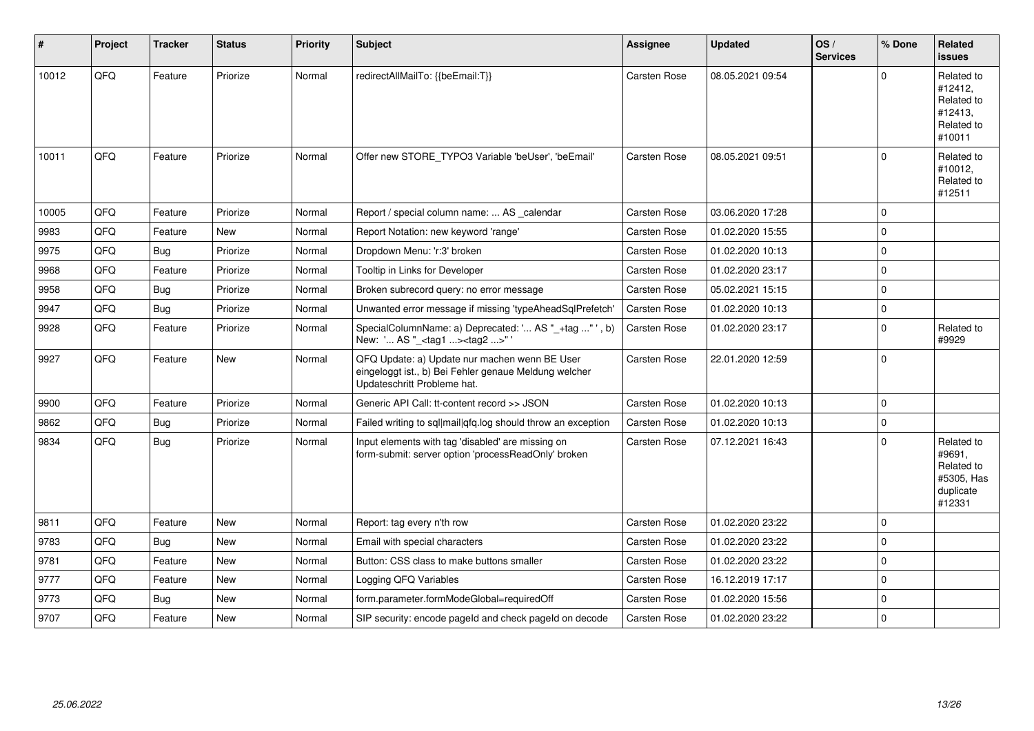| # | Project | Tracker | Status | Priority | Subject | Assignee | Updated | OS / Services | % Done | Related issues |
|---|---|---|---|---|---|---|---|---|---|---|
| 10012 | QFQ | Feature | Priorize | Normal | redirectAllMailTo: {{beEmail:T}} | Carsten Rose | 08.05.2021 09:54 | | 0 | Related to #12412, Related to #12413, Related to #10011 |
| 10011 | QFQ | Feature | Priorize | Normal | Offer new STORE_TYPO3 Variable 'beUser', 'beEmail' | Carsten Rose | 08.05.2021 09:51 | | 0 | Related to #10012, Related to #12511 |
| 10005 | QFQ | Feature | Priorize | Normal | Report / special column name: ... AS _calendar | Carsten Rose | 03.06.2020 17:28 | | 0 | |
| 9983 | QFQ | Feature | New | Normal | Report Notation: new keyword 'range' | Carsten Rose | 01.02.2020 15:55 | | 0 | |
| 9975 | QFQ | Bug | Priorize | Normal | Dropdown Menu: 'r:3' broken | Carsten Rose | 01.02.2020 10:13 | | 0 | |
| 9968 | QFQ | Feature | Priorize | Normal | Tooltip in Links for Developer | Carsten Rose | 01.02.2020 23:17 | | 0 | |
| 9958 | QFQ | Bug | Priorize | Normal | Broken subrecord query: no error message | Carsten Rose | 05.02.2021 15:15 | | 0 | |
| 9947 | QFQ | Bug | Priorize | Normal | Unwanted error message if missing 'typeAheadSqlPrefetch' | Carsten Rose | 01.02.2020 10:13 | | 0 | |
| 9928 | QFQ | Feature | Priorize | Normal | SpecialColumnName: a) Deprecated: '... AS "_+tag ..." ', b) New: '... AS "_<tag1 ...><tag2 ...>" ' | Carsten Rose | 01.02.2020 23:17 | | 0 | Related to #9929 |
| 9927 | QFQ | Feature | New | Normal | QFQ Update: a) Update nur machen wenn BE User eingeloggt ist., b) Bei Fehler genaue Meldung welcher Updateschritt Probleme hat. | Carsten Rose | 22.01.2020 12:59 | | 0 | |
| 9900 | QFQ | Feature | Priorize | Normal | Generic API Call: tt-content record >> JSON | Carsten Rose | 01.02.2020 10:13 | | 0 | |
| 9862 | QFQ | Bug | Priorize | Normal | Failed writing to sql\|mail\|qfq.log should throw an exception | Carsten Rose | 01.02.2020 10:13 | | 0 | |
| 9834 | QFQ | Bug | Priorize | Normal | Input elements with tag 'disabled' are missing on form-submit: server option 'processReadOnly' broken | Carsten Rose | 07.12.2021 16:43 | | 0 | Related to #9691, Related to #5305, Has duplicate #12331 |
| 9811 | QFQ | Feature | New | Normal | Report: tag every n'th row | Carsten Rose | 01.02.2020 23:22 | | 0 | |
| 9783 | QFQ | Bug | New | Normal | Email with special characters | Carsten Rose | 01.02.2020 23:22 | | 0 | |
| 9781 | QFQ | Feature | New | Normal | Button: CSS class to make buttons smaller | Carsten Rose | 01.02.2020 23:22 | | 0 | |
| 9777 | QFQ | Feature | New | Normal | Logging QFQ Variables | Carsten Rose | 16.12.2019 17:17 | | 0 | |
| 9773 | QFQ | Bug | New | Normal | form.parameter.formModeGlobal=requiredOff | Carsten Rose | 01.02.2020 15:56 | | 0 | |
| 9707 | QFQ | Feature | New | Normal | SIP security: encode pageId and check pageId on decode | Carsten Rose | 01.02.2020 23:22 | | 0 | |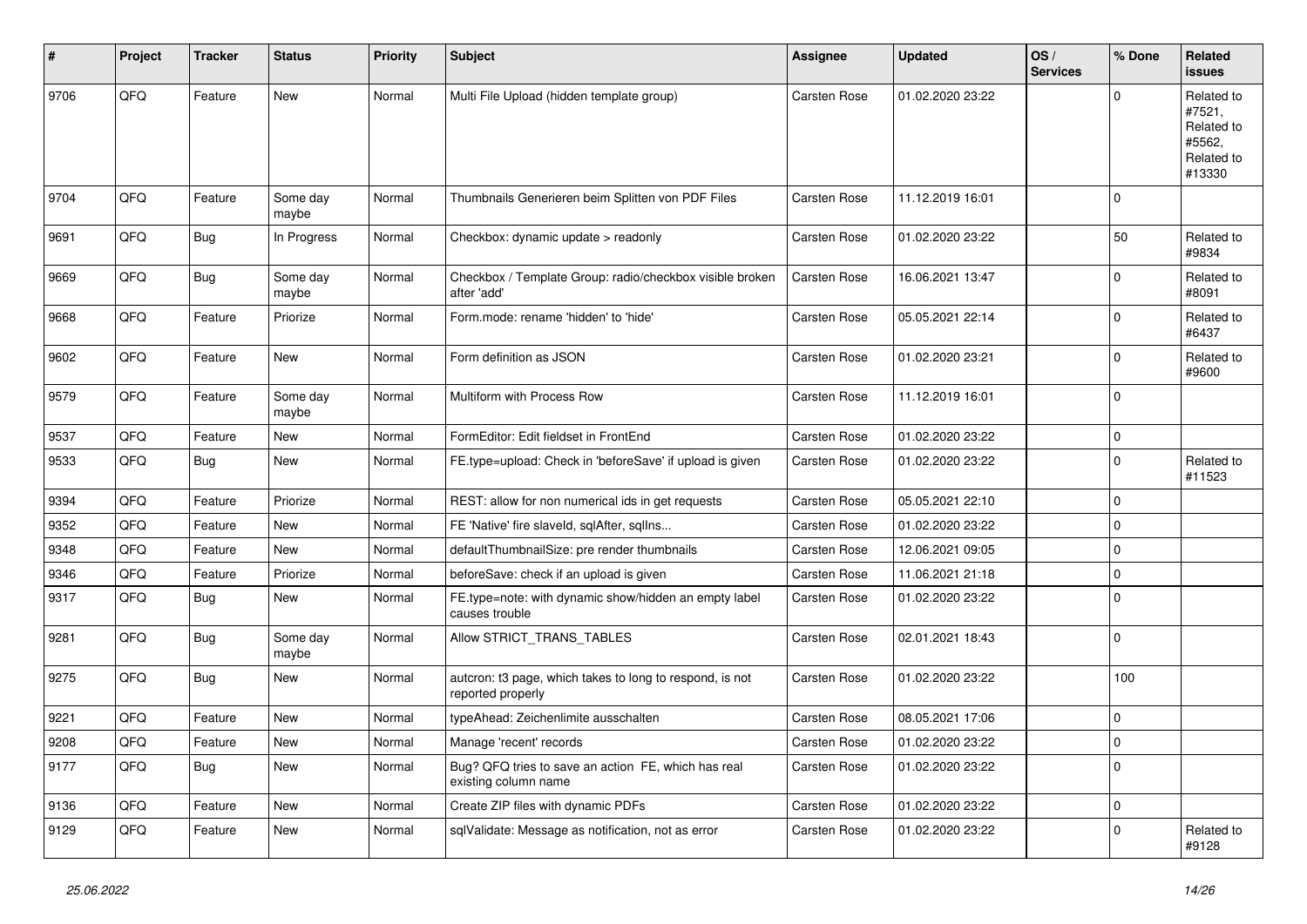| # | Project | Tracker | Status | Priority | Subject | Assignee | Updated | OS / Services | % Done | Related issues |
|---|---|---|---|---|---|---|---|---|---|---|
| 9706 | QFQ | Feature | New | Normal | Multi File Upload (hidden template group) | Carsten Rose | 01.02.2020 23:22 | | 0 | Related to #7521, Related to #5562, Related to #13330 |
| 9704 | QFQ | Feature | Some day maybe | Normal | Thumbnails Generieren beim Splitten von PDF Files | Carsten Rose | 11.12.2019 16:01 | | 0 | |
| 9691 | QFQ | Bug | In Progress | Normal | Checkbox: dynamic update > readonly | Carsten Rose | 01.02.2020 23:22 | | 50 | Related to #9834 |
| 9669 | QFQ | Bug | Some day maybe | Normal | Checkbox / Template Group: radio/checkbox visible broken after 'add' | Carsten Rose | 16.06.2021 13:47 | | 0 | Related to #8091 |
| 9668 | QFQ | Feature | Priorize | Normal | Form.mode: rename 'hidden' to 'hide' | Carsten Rose | 05.05.2021 22:14 | | 0 | Related to #6437 |
| 9602 | QFQ | Feature | New | Normal | Form definition as JSON | Carsten Rose | 01.02.2020 23:21 | | 0 | Related to #9600 |
| 9579 | QFQ | Feature | Some day maybe | Normal | Multiform with Process Row | Carsten Rose | 11.12.2019 16:01 | | 0 | |
| 9537 | QFQ | Feature | New | Normal | FormEditor: Edit fieldset in FrontEnd | Carsten Rose | 01.02.2020 23:22 | | 0 | |
| 9533 | QFQ | Bug | New | Normal | FE.type=upload: Check in 'beforeSave' if upload is given | Carsten Rose | 01.02.2020 23:22 | | 0 | Related to #11523 |
| 9394 | QFQ | Feature | Priorize | Normal | REST: allow for non numerical ids in get requests | Carsten Rose | 05.05.2021 22:10 | | 0 | |
| 9352 | QFQ | Feature | New | Normal | FE 'Native' fire slaveId, sqlAfter, sqlIns... | Carsten Rose | 01.02.2020 23:22 | | 0 | |
| 9348 | QFQ | Feature | New | Normal | defaultThumbnailSize: pre render thumbnails | Carsten Rose | 12.06.2021 09:05 | | 0 | |
| 9346 | QFQ | Feature | Priorize | Normal | beforeSave: check if an upload is given | Carsten Rose | 11.06.2021 21:18 | | 0 | |
| 9317 | QFQ | Bug | New | Normal | FE.type=note: with dynamic show/hidden an empty label causes trouble | Carsten Rose | 01.02.2020 23:22 | | 0 | |
| 9281 | QFQ | Bug | Some day maybe | Normal | Allow STRICT_TRANS_TABLES | Carsten Rose | 02.01.2021 18:43 | | 0 | |
| 9275 | QFQ | Bug | New | Normal | autcron: t3 page, which takes to long to respond, is not reported properly | Carsten Rose | 01.02.2020 23:22 | | 100 | |
| 9221 | QFQ | Feature | New | Normal | typeAhead: Zeichenlimite ausschalten | Carsten Rose | 08.05.2021 17:06 | | 0 | |
| 9208 | QFQ | Feature | New | Normal | Manage 'recent' records | Carsten Rose | 01.02.2020 23:22 | | 0 | |
| 9177 | QFQ | Bug | New | Normal | Bug? QFQ tries to save an action FE, which has real existing column name | Carsten Rose | 01.02.2020 23:22 | | 0 | |
| 9136 | QFQ | Feature | New | Normal | Create ZIP files with dynamic PDFs | Carsten Rose | 01.02.2020 23:22 | | 0 | |
| 9129 | QFQ | Feature | New | Normal | sqlValidate: Message as notification, not as error | Carsten Rose | 01.02.2020 23:22 | | 0 | Related to #9128 |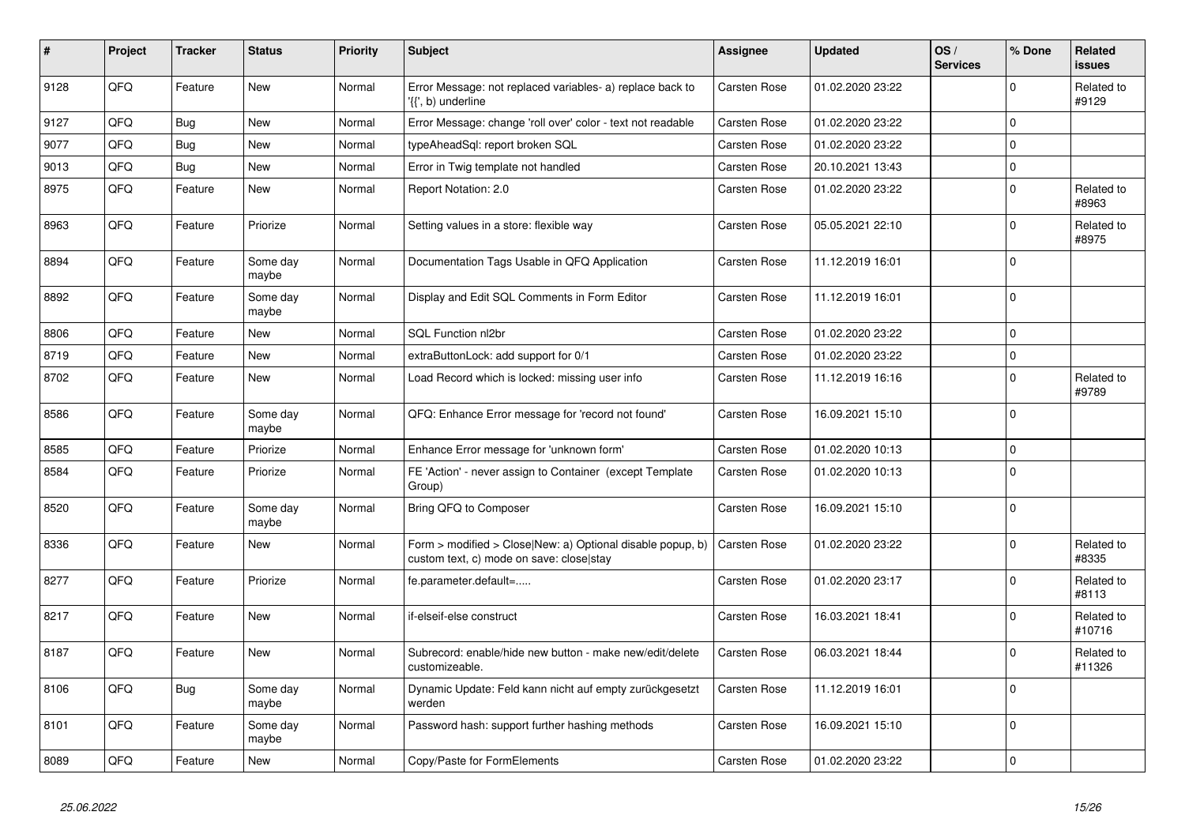| # | Project | Tracker | Status | Priority | Subject | Assignee | Updated | OS / Services | % Done | Related issues |
|---|---|---|---|---|---|---|---|---|---|---|
| 9128 | QFQ | Feature | New | Normal | Error Message: not replaced variables- a) replace back to '{{', b) underline | Carsten Rose | 01.02.2020 23:22 | | 0 | Related to #9129 |
| 9127 | QFQ | Bug | New | Normal | Error Message: change 'roll over' color - text not readable | Carsten Rose | 01.02.2020 23:22 | | 0 | |
| 9077 | QFQ | Bug | New | Normal | typeAheadSql: report broken SQL | Carsten Rose | 01.02.2020 23:22 | | 0 | |
| 9013 | QFQ | Bug | New | Normal | Error in Twig template not handled | Carsten Rose | 20.10.2021 13:43 | | 0 | |
| 8975 | QFQ | Feature | New | Normal | Report Notation: 2.0 | Carsten Rose | 01.02.2020 23:22 | | 0 | Related to #8963 |
| 8963 | QFQ | Feature | Priorize | Normal | Setting values in a store: flexible way | Carsten Rose | 05.05.2021 22:10 | | 0 | Related to #8975 |
| 8894 | QFQ | Feature | Some day maybe | Normal | Documentation Tags Usable in QFQ Application | Carsten Rose | 11.12.2019 16:01 | | 0 | |
| 8892 | QFQ | Feature | Some day maybe | Normal | Display and Edit SQL Comments in Form Editor | Carsten Rose | 11.12.2019 16:01 | | 0 | |
| 8806 | QFQ | Feature | New | Normal | SQL Function nl2br | Carsten Rose | 01.02.2020 23:22 | | 0 | |
| 8719 | QFQ | Feature | New | Normal | extraButtonLock: add support for 0/1 | Carsten Rose | 01.02.2020 23:22 | | 0 | |
| 8702 | QFQ | Feature | New | Normal | Load Record which is locked: missing user info | Carsten Rose | 11.12.2019 16:16 | | 0 | Related to #9789 |
| 8586 | QFQ | Feature | Some day maybe | Normal | QFQ: Enhance Error message for 'record not found' | Carsten Rose | 16.09.2021 15:10 | | 0 | |
| 8585 | QFQ | Feature | Priorize | Normal | Enhance Error message for 'unknown form' | Carsten Rose | 01.02.2020 10:13 | | 0 | |
| 8584 | QFQ | Feature | Priorize | Normal | FE 'Action' - never assign to Container (except Template Group) | Carsten Rose | 01.02.2020 10:13 | | 0 | |
| 8520 | QFQ | Feature | Some day maybe | Normal | Bring QFQ to Composer | Carsten Rose | 16.09.2021 15:10 | | 0 | |
| 8336 | QFQ | Feature | New | Normal | Form > modified > Close\|New: a) Optional disable popup, b) custom text, c) mode on save: close\|stay | Carsten Rose | 01.02.2020 23:22 | | 0 | Related to #8335 |
| 8277 | QFQ | Feature | Priorize | Normal | fe.parameter.default=..... | Carsten Rose | 01.02.2020 23:17 | | 0 | Related to #8113 |
| 8217 | QFQ | Feature | New | Normal | if-elseif-else construct | Carsten Rose | 16.03.2021 18:41 | | 0 | Related to #10716 |
| 8187 | QFQ | Feature | New | Normal | Subrecord: enable/hide new button - make new/edit/delete customizeable. | Carsten Rose | 06.03.2021 18:44 | | 0 | Related to #11326 |
| 8106 | QFQ | Bug | Some day maybe | Normal | Dynamic Update: Feld kann nicht auf empty zurückgesetzt werden | Carsten Rose | 11.12.2019 16:01 | | 0 | |
| 8101 | QFQ | Feature | Some day maybe | Normal | Password hash: support further hashing methods | Carsten Rose | 16.09.2021 15:10 | | 0 | |
| 8089 | QFQ | Feature | New | Normal | Copy/Paste for FormElements | Carsten Rose | 01.02.2020 23:22 | | 0 | |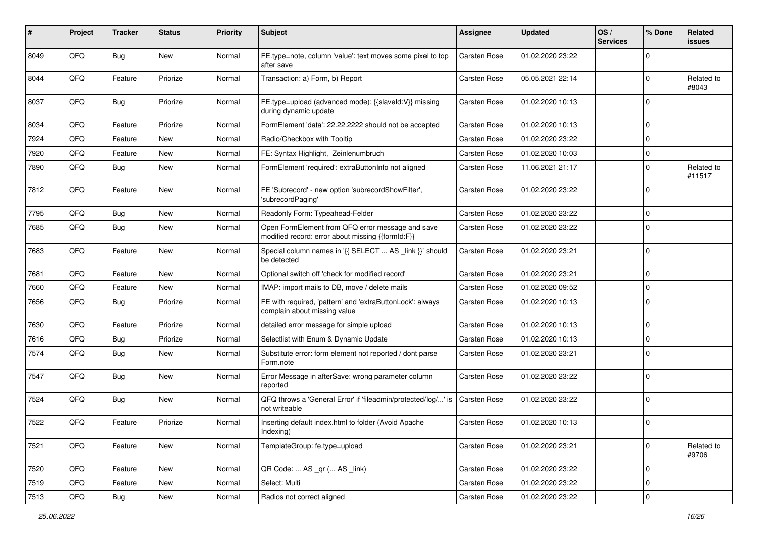| # | Project | Tracker | Status | Priority | Subject | Assignee | Updated | OS / Services | % Done | Related issues |
|---|---|---|---|---|---|---|---|---|---|---|
| 8049 | QFQ | Bug | New | Normal | FE.type=note, column 'value': text moves some pixel to top after save | Carsten Rose | 01.02.2020 23:22 | | 0 | |
| 8044 | QFQ | Feature | Priorize | Normal | Transaction: a) Form, b) Report | Carsten Rose | 05.05.2021 22:14 | | 0 | Related to #8043 |
| 8037 | QFQ | Bug | Priorize | Normal | FE.type=upload (advanced mode): {{slaveId:V}} missing during dynamic update | Carsten Rose | 01.02.2020 10:13 | | 0 | |
| 8034 | QFQ | Feature | Priorize | Normal | FormElement 'data': 22.22.2222 should not be accepted | Carsten Rose | 01.02.2020 10:13 | | 0 | |
| 7924 | QFQ | Feature | New | Normal | Radio/Checkbox with Tooltip | Carsten Rose | 01.02.2020 23:22 | | 0 | |
| 7920 | QFQ | Feature | New | Normal | FE: Syntax Highlight, Zeinlenumbruch | Carsten Rose | 01.02.2020 10:03 | | 0 | |
| 7890 | QFQ | Bug | New | Normal | FormElement 'required': extraButtonInfo not aligned | Carsten Rose | 11.06.2021 21:17 | | 0 | Related to #11517 |
| 7812 | QFQ | Feature | New | Normal | FE 'Subrecord' - new option 'subrecordShowFilter', 'subrecordPaging' | Carsten Rose | 01.02.2020 23:22 | | 0 | |
| 7795 | QFQ | Bug | New | Normal | Readonly Form: Typeahead-Felder | Carsten Rose | 01.02.2020 23:22 | | 0 | |
| 7685 | QFQ | Bug | New | Normal | Open FormElement from QFQ error message and save modified record: error about missing {{formId:F}} | Carsten Rose | 01.02.2020 23:22 | | 0 | |
| 7683 | QFQ | Feature | New | Normal | Special column names in '{{ SELECT ... AS _link }}' should be detected | Carsten Rose | 01.02.2020 23:21 | | 0 | |
| 7681 | QFQ | Feature | New | Normal | Optional switch off 'check for modified record' | Carsten Rose | 01.02.2020 23:21 | | 0 | |
| 7660 | QFQ | Feature | New | Normal | IMAP: import mails to DB, move / delete mails | Carsten Rose | 01.02.2020 09:52 | | 0 | |
| 7656 | QFQ | Bug | Priorize | Normal | FE with required, 'pattern' and 'extraButtonLock': always complain about missing value | Carsten Rose | 01.02.2020 10:13 | | 0 | |
| 7630 | QFQ | Feature | Priorize | Normal | detailed error message for simple upload | Carsten Rose | 01.02.2020 10:13 | | 0 | |
| 7616 | QFQ | Bug | Priorize | Normal | Selectlist with Enum & Dynamic Update | Carsten Rose | 01.02.2020 10:13 | | 0 | |
| 7574 | QFQ | Bug | New | Normal | Substitute error: form element not reported / dont parse Form.note | Carsten Rose | 01.02.2020 23:21 | | 0 | |
| 7547 | QFQ | Bug | New | Normal | Error Message in afterSave: wrong parameter column reported | Carsten Rose | 01.02.2020 23:22 | | 0 | |
| 7524 | QFQ | Bug | New | Normal | QFQ throws a 'General Error' if 'fileadmin/protected/log/...' is not writeable | Carsten Rose | 01.02.2020 23:22 | | 0 | |
| 7522 | QFQ | Feature | Priorize | Normal | Inserting default index.html to folder (Avoid Apache Indexing) | Carsten Rose | 01.02.2020 10:13 | | 0 | |
| 7521 | QFQ | Feature | New | Normal | TemplateGroup: fe.type=upload | Carsten Rose | 01.02.2020 23:21 | | 0 | Related to #9706 |
| 7520 | QFQ | Feature | New | Normal | QR Code: ... AS _qr ( ... AS _link) | Carsten Rose | 01.02.2020 23:22 | | 0 | |
| 7519 | QFQ | Feature | New | Normal | Select: Multi | Carsten Rose | 01.02.2020 23:22 | | 0 | |
| 7513 | QFQ | Bug | New | Normal | Radios not correct aligned | Carsten Rose | 01.02.2020 23:22 | | 0 | |

*25.06.2022*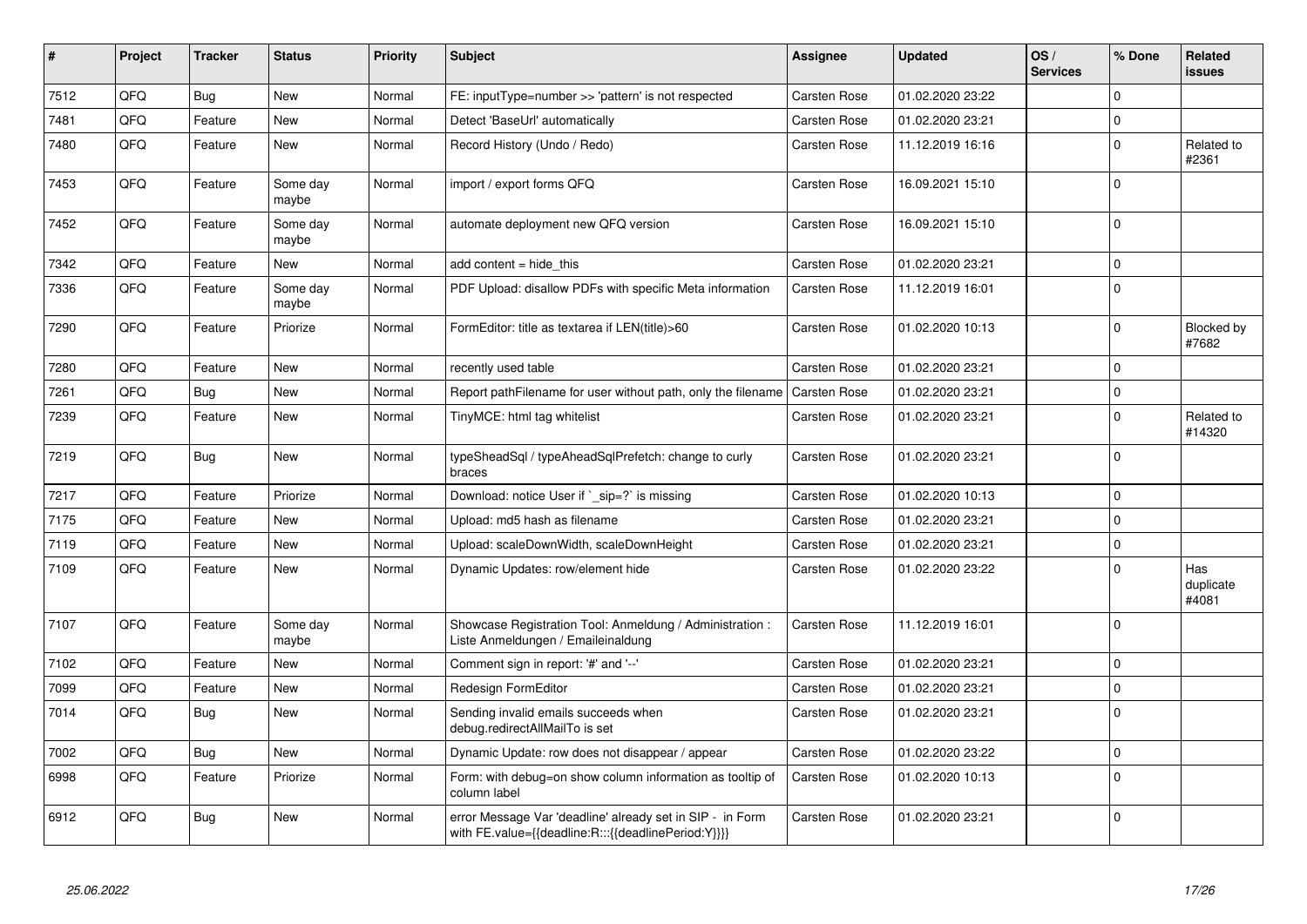| # | Project | Tracker | Status | Priority | Subject | Assignee | Updated | OS / Services | % Done | Related issues |
|---|---|---|---|---|---|---|---|---|---|---|
| 7512 | QFQ | Bug | New | Normal | FE: inputType=number >> 'pattern' is not respected | Carsten Rose | 01.02.2020 23:22 | | 0 | |
| 7481 | QFQ | Feature | New | Normal | Detect 'BaseUrl' automatically | Carsten Rose | 01.02.2020 23:21 | | 0 | |
| 7480 | QFQ | Feature | New | Normal | Record History (Undo / Redo) | Carsten Rose | 11.12.2019 16:16 | | 0 | Related to #2361 |
| 7453 | QFQ | Feature | Some day maybe | Normal | import / export forms QFQ | Carsten Rose | 16.09.2021 15:10 | | 0 | |
| 7452 | QFQ | Feature | Some day maybe | Normal | automate deployment new QFQ version | Carsten Rose | 16.09.2021 15:10 | | 0 | |
| 7342 | QFQ | Feature | New | Normal | add content = hide_this | Carsten Rose | 01.02.2020 23:21 | | 0 | |
| 7336 | QFQ | Feature | Some day maybe | Normal | PDF Upload: disallow PDFs with specific Meta information | Carsten Rose | 11.12.2019 16:01 | | 0 | |
| 7290 | QFQ | Feature | Priorize | Normal | FormEditor: title as textarea if LEN(title)>60 | Carsten Rose | 01.02.2020 10:13 | | 0 | Blocked by #7682 |
| 7280 | QFQ | Feature | New | Normal | recently used table | Carsten Rose | 01.02.2020 23:21 | | 0 | |
| 7261 | QFQ | Bug | New | Normal | Report pathFilename for user without path, only the filename | Carsten Rose | 01.02.2020 23:21 | | 0 | |
| 7239 | QFQ | Feature | New | Normal | TinyMCE: html tag whitelist | Carsten Rose | 01.02.2020 23:21 | | 0 | Related to #14320 |
| 7219 | QFQ | Bug | New | Normal | typeSheadSql / typeAheadSqlPrefetch: change to curly braces | Carsten Rose | 01.02.2020 23:21 | | 0 | |
| 7217 | QFQ | Feature | Priorize | Normal | Download: notice User if `_sip=?` is missing | Carsten Rose | 01.02.2020 10:13 | | 0 | |
| 7175 | QFQ | Feature | New | Normal | Upload: md5 hash as filename | Carsten Rose | 01.02.2020 23:21 | | 0 | |
| 7119 | QFQ | Feature | New | Normal | Upload: scaleDownWidth, scaleDownHeight | Carsten Rose | 01.02.2020 23:21 | | 0 | |
| 7109 | QFQ | Feature | New | Normal | Dynamic Updates: row/element hide | Carsten Rose | 01.02.2020 23:22 | | 0 | Has duplicate #4081 |
| 7107 | QFQ | Feature | Some day maybe | Normal | Showcase Registration Tool: Anmeldung / Administration : Liste Anmeldungen / Emaileinaldung | Carsten Rose | 11.12.2019 16:01 | | 0 | |
| 7102 | QFQ | Feature | New | Normal | Comment sign in report: '#' and '--' | Carsten Rose | 01.02.2020 23:21 | | 0 | |
| 7099 | QFQ | Feature | New | Normal | Redesign FormEditor | Carsten Rose | 01.02.2020 23:21 | | 0 | |
| 7014 | QFQ | Bug | New | Normal | Sending invalid emails succeeds when debug.redirectAllMailTo is set | Carsten Rose | 01.02.2020 23:21 | | 0 | |
| 7002 | QFQ | Bug | New | Normal | Dynamic Update: row does not disappear / appear | Carsten Rose | 01.02.2020 23:22 | | 0 | |
| 6998 | QFQ | Feature | Priorize | Normal | Form: with debug=on show column information as tooltip of column label | Carsten Rose | 01.02.2020 10:13 | | 0 | |
| 6912 | QFQ | Bug | New | Normal | error Message Var 'deadline' already set in SIP - in Form with FE.value={{deadline:R:::{{deadlinePeriod:Y}}}} | Carsten Rose | 01.02.2020 23:21 | | 0 | |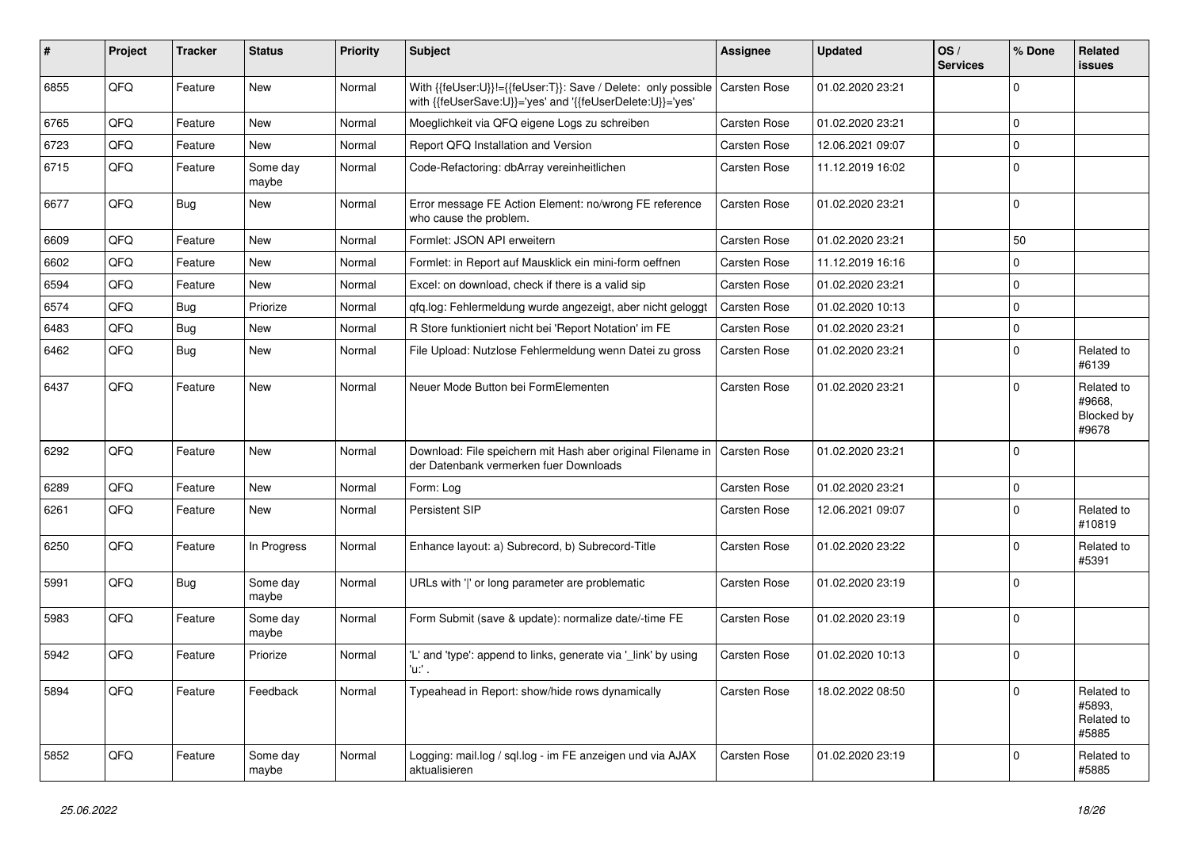| # | Project | Tracker | Status | Priority | Subject | Assignee | Updated | OS / Services | % Done | Related issues |
|---|---|---|---|---|---|---|---|---|---|---|
| 6855 | QFQ | Feature | New | Normal | With {{feUser:U}}!={{feUser:T}}: Save / Delete: only possible with {{feUserSave:U}}='yes' and '{{feUserDelete:U}}='yes' | Carsten Rose | 01.02.2020 23:21 | | 0 | |
| 6765 | QFQ | Feature | New | Normal | Moeglichkeit via QFQ eigene Logs zu schreiben | Carsten Rose | 01.02.2020 23:21 | | 0 | |
| 6723 | QFQ | Feature | New | Normal | Report QFQ Installation and Version | Carsten Rose | 12.06.2021 09:07 | | 0 | |
| 6715 | QFQ | Feature | Some day maybe | Normal | Code-Refactoring: dbArray vereinheitlichen | Carsten Rose | 11.12.2019 16:02 | | 0 | |
| 6677 | QFQ | Bug | New | Normal | Error message FE Action Element: no/wrong FE reference who cause the problem. | Carsten Rose | 01.02.2020 23:21 | | 0 | |
| 6609 | QFQ | Feature | New | Normal | Formlet: JSON API erweitern | Carsten Rose | 01.02.2020 23:21 | | 50 | |
| 6602 | QFQ | Feature | New | Normal | Formlet: in Report auf Mausklick ein mini-form oeffnen | Carsten Rose | 11.12.2019 16:16 | | 0 | |
| 6594 | QFQ | Feature | New | Normal | Excel: on download, check if there is a valid sip | Carsten Rose | 01.02.2020 23:21 | | 0 | |
| 6574 | QFQ | Bug | Priorize | Normal | qfq.log: Fehlermeldung wurde angezeigt, aber nicht geloggt | Carsten Rose | 01.02.2020 10:13 | | 0 | |
| 6483 | QFQ | Bug | New | Normal | R Store funktioniert nicht bei 'Report Notation' im FE | Carsten Rose | 01.02.2020 23:21 | | 0 | |
| 6462 | QFQ | Bug | New | Normal | File Upload: Nutzlose Fehlermeldung wenn Datei zu gross | Carsten Rose | 01.02.2020 23:21 | | 0 | Related to #6139 |
| 6437 | QFQ | Feature | New | Normal | Neuer Mode Button bei FormElementen | Carsten Rose | 01.02.2020 23:21 | | 0 | Related to #9668, Blocked by #9678 |
| 6292 | QFQ | Feature | New | Normal | Download: File speichern mit Hash aber original Filename in der Datenbank vermerken fuer Downloads | Carsten Rose | 01.02.2020 23:21 | | 0 | |
| 6289 | QFQ | Feature | New | Normal | Form: Log | Carsten Rose | 01.02.2020 23:21 | | 0 | |
| 6261 | QFQ | Feature | New | Normal | Persistent SIP | Carsten Rose | 12.06.2021 09:07 | | 0 | Related to #10819 |
| 6250 | QFQ | Feature | In Progress | Normal | Enhance layout: a) Subrecord, b) Subrecord-Title | Carsten Rose | 01.02.2020 23:22 | | 0 | Related to #5391 |
| 5991 | QFQ | Bug | Some day maybe | Normal | URLs with '|' or long parameter are problematic | Carsten Rose | 01.02.2020 23:19 | | 0 | |
| 5983 | QFQ | Feature | Some day maybe | Normal | Form Submit (save & update): normalize date/-time FE | Carsten Rose | 01.02.2020 23:19 | | 0 | |
| 5942 | QFQ | Feature | Priorize | Normal | 'L' and 'type': append to links, generate via '_link' by using 'u:' . | Carsten Rose | 01.02.2020 10:13 | | 0 | |
| 5894 | QFQ | Feature | Feedback | Normal | Typeahead in Report: show/hide rows dynamically | Carsten Rose | 18.02.2022 08:50 | | 0 | Related to #5893, Related to #5885 |
| 5852 | QFQ | Feature | Some day maybe | Normal | Logging: mail.log / sql.log - im FE anzeigen und via AJAX aktualisieren | Carsten Rose | 01.02.2020 23:19 | | 0 | Related to #5885 |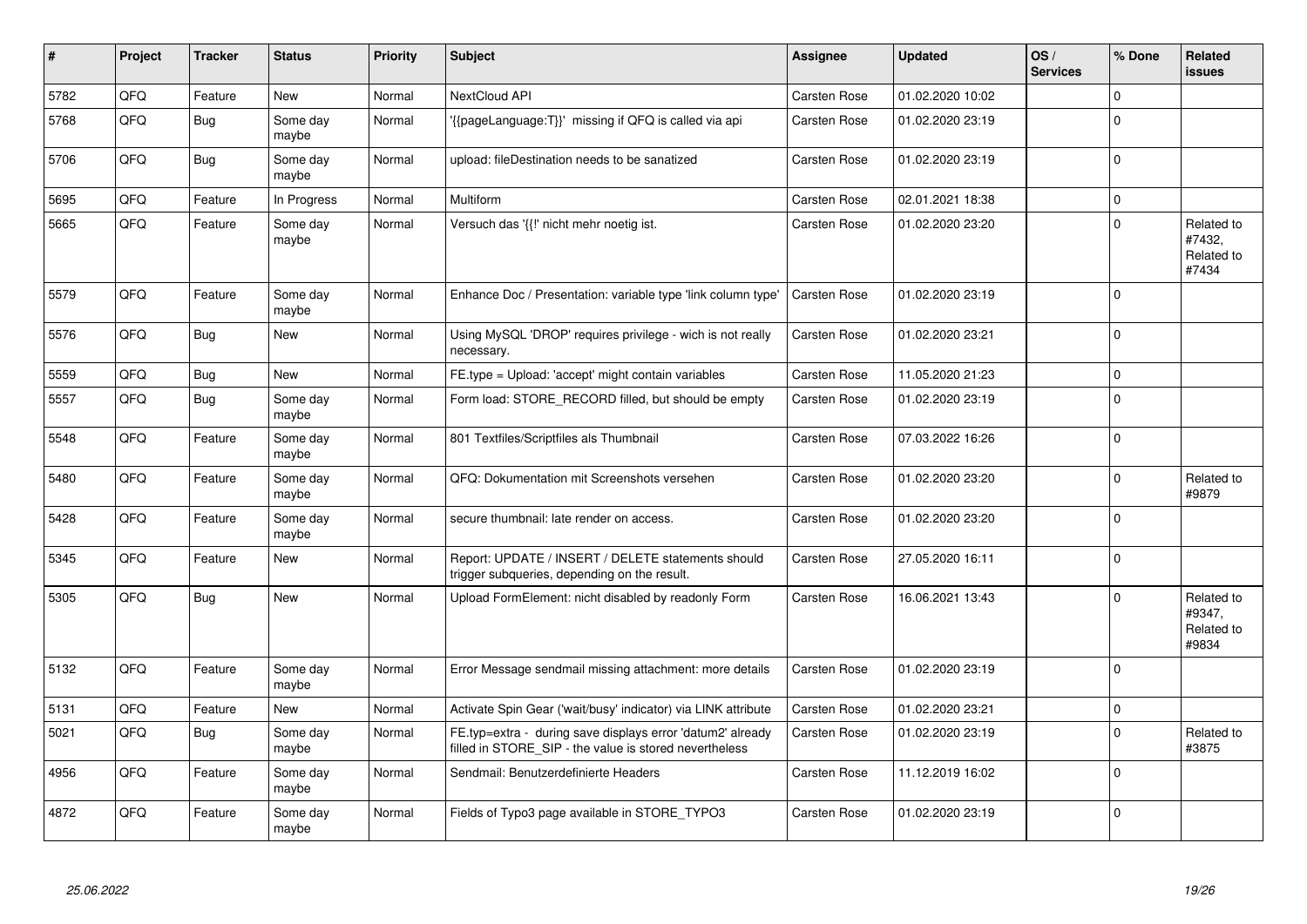| # | Project | Tracker | Status | Priority | Subject | Assignee | Updated | OS / Services | % Done | Related issues |
|---|---|---|---|---|---|---|---|---|---|---|
| 5782 | QFQ | Feature | New | Normal | NextCloud API | Carsten Rose | 01.02.2020 10:02 | | 0 | |
| 5768 | QFQ | Bug | Some day maybe | Normal | '{{pageLanguage:T}}' missing if QFQ is called via api | Carsten Rose | 01.02.2020 23:19 | | 0 | |
| 5706 | QFQ | Bug | Some day maybe | Normal | upload: fileDestination needs to be sanatized | Carsten Rose | 01.02.2020 23:19 | | 0 | |
| 5695 | QFQ | Feature | In Progress | Normal | Multiform | Carsten Rose | 02.01.2021 18:38 | | 0 | |
| 5665 | QFQ | Feature | Some day maybe | Normal | Versuch das '{{!' nicht mehr noetig ist. | Carsten Rose | 01.02.2020 23:20 | | 0 | Related to #7432, Related to #7434 |
| 5579 | QFQ | Feature | Some day maybe | Normal | Enhance Doc / Presentation: variable type 'link column type' | Carsten Rose | 01.02.2020 23:19 | | 0 | |
| 5576 | QFQ | Bug | New | Normal | Using MySQL 'DROP' requires privilege - wich is not really necessary. | Carsten Rose | 01.02.2020 23:21 | | 0 | |
| 5559 | QFQ | Bug | New | Normal | FE.type = Upload: 'accept' might contain variables | Carsten Rose | 11.05.2020 21:23 | | 0 | |
| 5557 | QFQ | Bug | Some day maybe | Normal | Form load: STORE_RECORD filled, but should be empty | Carsten Rose | 01.02.2020 23:19 | | 0 | |
| 5548 | QFQ | Feature | Some day maybe | Normal | 801 Textfiles/Scriptfiles als Thumbnail | Carsten Rose | 07.03.2022 16:26 | | 0 | |
| 5480 | QFQ | Feature | Some day maybe | Normal | QFQ: Dokumentation mit Screenshots versehen | Carsten Rose | 01.02.2020 23:20 | | 0 | Related to #9879 |
| 5428 | QFQ | Feature | Some day maybe | Normal | secure thumbnail: late render on access. | Carsten Rose | 01.02.2020 23:20 | | 0 | |
| 5345 | QFQ | Feature | New | Normal | Report: UPDATE / INSERT / DELETE statements should trigger subqueries, depending on the result. | Carsten Rose | 27.05.2020 16:11 | | 0 | |
| 5305 | QFQ | Bug | New | Normal | Upload FormElement: nicht disabled by readonly Form | Carsten Rose | 16.06.2021 13:43 | | 0 | Related to #9347, Related to #9834 |
| 5132 | QFQ | Feature | Some day maybe | Normal | Error Message sendmail missing attachment: more details | Carsten Rose | 01.02.2020 23:19 | | 0 | |
| 5131 | QFQ | Feature | New | Normal | Activate Spin Gear ('wait/busy' indicator) via LINK attribute | Carsten Rose | 01.02.2020 23:21 | | 0 | |
| 5021 | QFQ | Bug | Some day maybe | Normal | FE.typ=extra - during save displays error 'datum2' already filled in STORE_SIP - the value is stored nevertheless | Carsten Rose | 01.02.2020 23:19 | | 0 | Related to #3875 |
| 4956 | QFQ | Feature | Some day maybe | Normal | Sendmail: Benutzerdefinierte Headers | Carsten Rose | 11.12.2019 16:02 | | 0 | |
| 4872 | QFQ | Feature | Some day maybe | Normal | Fields of Typo3 page available in STORE_TYPO3 | Carsten Rose | 01.02.2020 23:19 | | 0 | |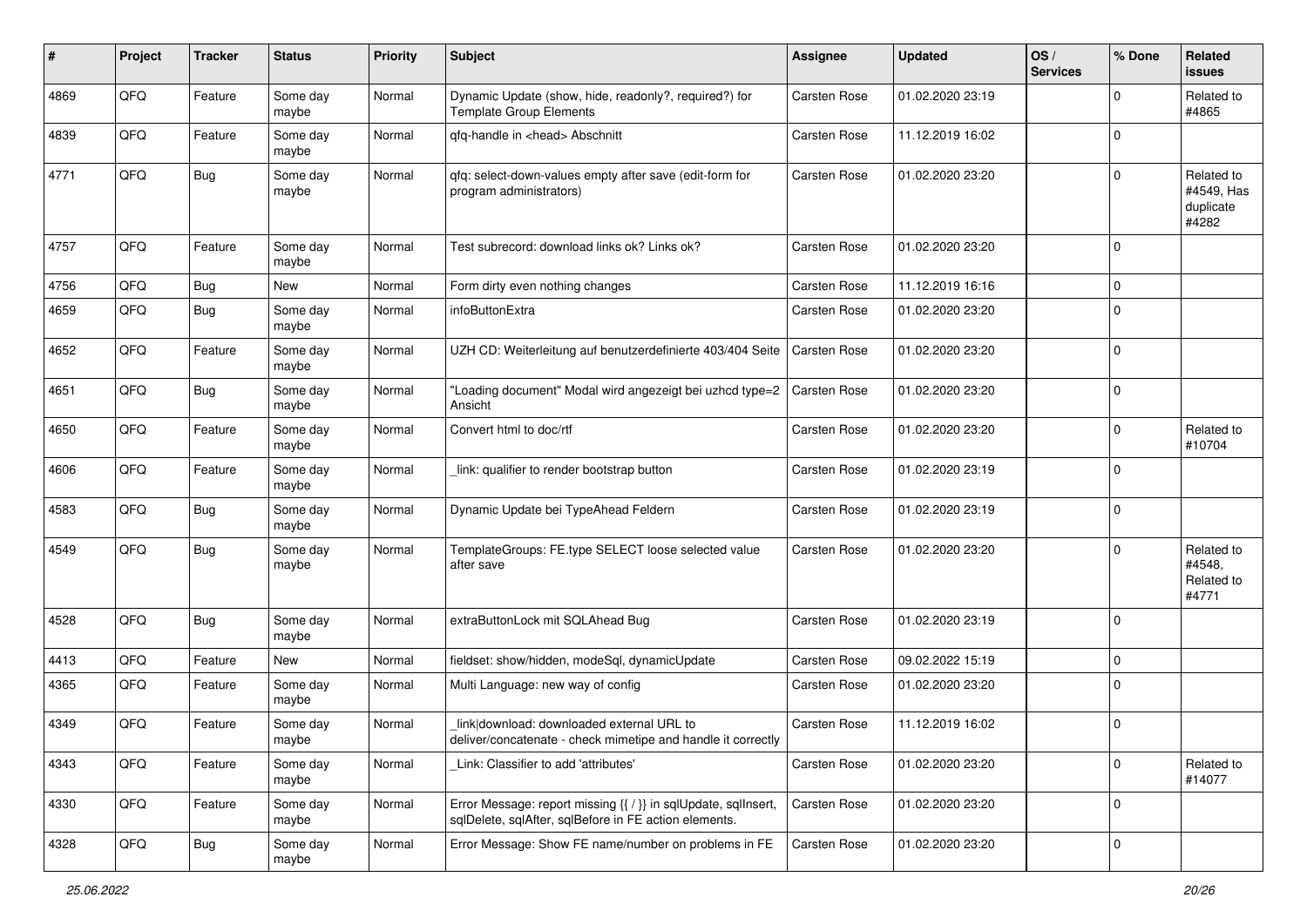| # | Project | Tracker | Status | Priority | Subject | Assignee | Updated | OS / Services | % Done | Related issues |
|---|---|---|---|---|---|---|---|---|---|---|
| 4869 | QFQ | Feature | Some day maybe | Normal | Dynamic Update (show, hide, readonly?, required?) for Template Group Elements | Carsten Rose | 01.02.2020 23:19 | | 0 | Related to #4865 |
| 4839 | QFQ | Feature | Some day maybe | Normal | qfq-handle in <head> Abschnitt | Carsten Rose | 11.12.2019 16:02 | | 0 | |
| 4771 | QFQ | Bug | Some day maybe | Normal | qfq: select-down-values empty after save (edit-form for program administrators) | Carsten Rose | 01.02.2020 23:20 | | 0 | Related to #4549, Has duplicate #4282 |
| 4757 | QFQ | Feature | Some day maybe | Normal | Test subrecord: download links ok? Links ok? | Carsten Rose | 01.02.2020 23:20 | | 0 | |
| 4756 | QFQ | Bug | New | Normal | Form dirty even nothing changes | Carsten Rose | 11.12.2019 16:16 | | 0 | |
| 4659 | QFQ | Bug | Some day maybe | Normal | infoButtonExtra | Carsten Rose | 01.02.2020 23:20 | | 0 | |
| 4652 | QFQ | Feature | Some day maybe | Normal | UZH CD: Weiterleitung auf benutzerdefinierte 403/404 Seite | Carsten Rose | 01.02.2020 23:20 | | 0 | |
| 4651 | QFQ | Bug | Some day maybe | Normal | "Loading document" Modal wird angezeigt bei uzhcd type=2 Ansicht | Carsten Rose | 01.02.2020 23:20 | | 0 | |
| 4650 | QFQ | Feature | Some day maybe | Normal | Convert html to doc/rtf | Carsten Rose | 01.02.2020 23:20 | | 0 | Related to #10704 |
| 4606 | QFQ | Feature | Some day maybe | Normal | _link: qualifier to render bootstrap button | Carsten Rose | 01.02.2020 23:19 | | 0 | |
| 4583 | QFQ | Bug | Some day maybe | Normal | Dynamic Update bei TypeAhead Feldern | Carsten Rose | 01.02.2020 23:19 | | 0 | |
| 4549 | QFQ | Bug | Some day maybe | Normal | TemplateGroups: FE.type SELECT loose selected value after save | Carsten Rose | 01.02.2020 23:20 | | 0 | Related to #4548, Related to #4771 |
| 4528 | QFQ | Bug | Some day maybe | Normal | extraButtonLock mit SQLAhead Bug | Carsten Rose | 01.02.2020 23:19 | | 0 | |
| 4413 | QFQ | Feature | New | Normal | fieldset: show/hidden, modeSql, dynamicUpdate | Carsten Rose | 09.02.2022 15:19 | | 0 | |
| 4365 | QFQ | Feature | Some day maybe | Normal | Multi Language: new way of config | Carsten Rose | 01.02.2020 23:20 | | 0 | |
| 4349 | QFQ | Feature | Some day maybe | Normal | _link\|download: downloaded external URL to deliver/concatenate - check mimetipe and handle it correctly | Carsten Rose | 11.12.2019 16:02 | | 0 | |
| 4343 | QFQ | Feature | Some day maybe | Normal | _Link: Classifier to add 'attributes' | Carsten Rose | 01.02.2020 23:20 | | 0 | Related to #14077 |
| 4330 | QFQ | Feature | Some day maybe | Normal | Error Message: report missing {{ / }} in sqlUpdate, sqlInsert, sqlDelete, sqlAfter, sqlBefore in FE action elements. | Carsten Rose | 01.02.2020 23:20 | | 0 | |
| 4328 | QFQ | Bug | Some day maybe | Normal | Error Message: Show FE name/number on problems in FE | Carsten Rose | 01.02.2020 23:20 | | 0 | |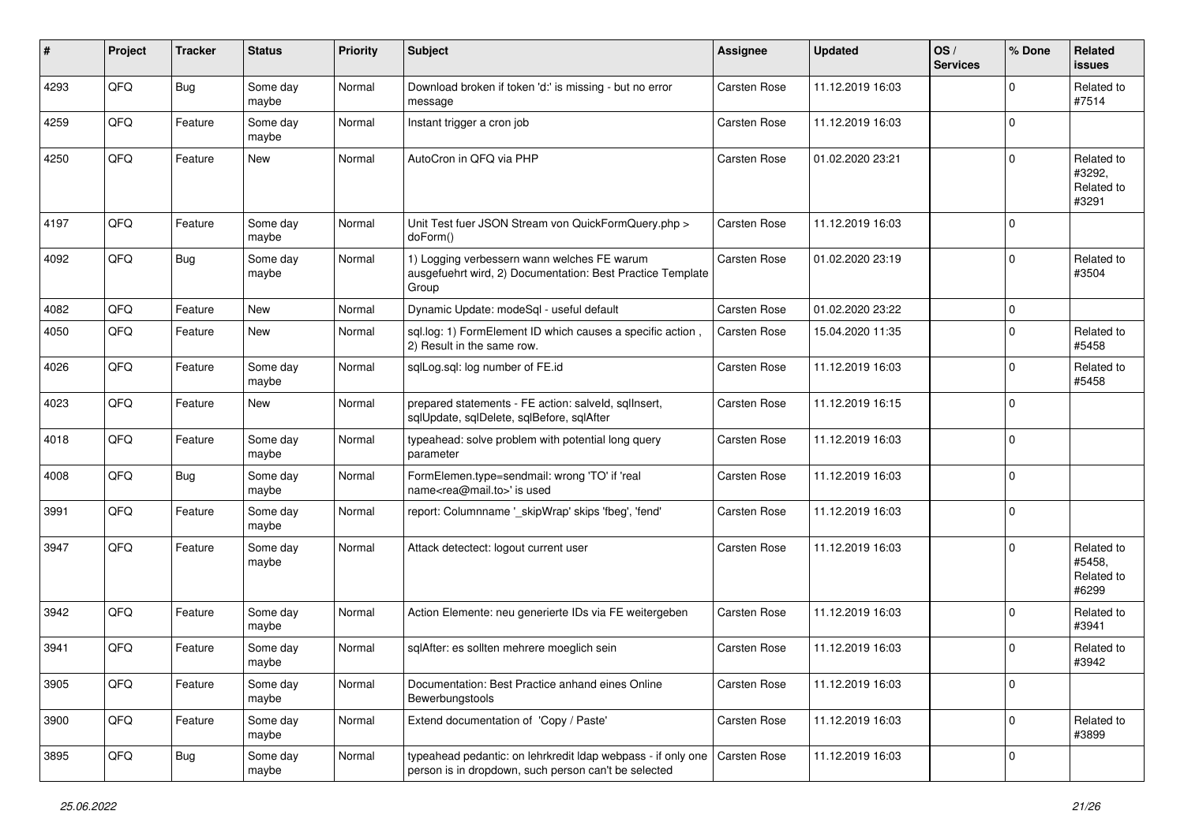| # | Project | Tracker | Status | Priority | Subject | Assignee | Updated | OS / Services | % Done | Related issues |
|---|---|---|---|---|---|---|---|---|---|---|
| 4293 | QFQ | Bug | Some day maybe | Normal | Download broken if token 'd:' is missing - but no error message | Carsten Rose | 11.12.2019 16:03 | | 0 | Related to #7514 |
| 4259 | QFQ | Feature | Some day maybe | Normal | Instant trigger a cron job | Carsten Rose | 11.12.2019 16:03 | | 0 | |
| 4250 | QFQ | Feature | New | Normal | AutoCron in QFQ via PHP | Carsten Rose | 01.02.2020 23:21 | | 0 | Related to #3292, Related to #3291 |
| 4197 | QFQ | Feature | Some day maybe | Normal | Unit Test fuer JSON Stream von QuickFormQuery.php > doForm() | Carsten Rose | 11.12.2019 16:03 | | 0 | |
| 4092 | QFQ | Bug | Some day maybe | Normal | 1) Logging verbessern wann welches FE warum ausgefuehrt wird, 2) Documentation: Best Practice Template Group | Carsten Rose | 01.02.2020 23:19 | | 0 | Related to #3504 |
| 4082 | QFQ | Feature | New | Normal | Dynamic Update: modeSql - useful default | Carsten Rose | 01.02.2020 23:22 | | 0 | |
| 4050 | QFQ | Feature | New | Normal | sql.log: 1) FormElement ID which causes a specific action , 2) Result in the same row. | Carsten Rose | 15.04.2020 11:35 | | 0 | Related to #5458 |
| 4026 | QFQ | Feature | Some day maybe | Normal | sqlLog.sql: log number of FE.id | Carsten Rose | 11.12.2019 16:03 | | 0 | Related to #5458 |
| 4023 | QFQ | Feature | New | Normal | prepared statements - FE action: salveld, sqlInsert, sqlUpdate, sqlDelete, sqlBefore, sqlAfter | Carsten Rose | 11.12.2019 16:15 | | 0 | |
| 4018 | QFQ | Feature | Some day maybe | Normal | typeahead: solve problem with potential long query parameter | Carsten Rose | 11.12.2019 16:03 | | 0 | |
| 4008 | QFQ | Bug | Some day maybe | Normal | FormElemen.type=sendmail: wrong 'TO' if 'real name<rea@mail.to>' is used | Carsten Rose | 11.12.2019 16:03 | | 0 | |
| 3991 | QFQ | Feature | Some day maybe | Normal | report: Columnname '_skipWrap' skips 'fbeg', 'fend' | Carsten Rose | 11.12.2019 16:03 | | 0 | |
| 3947 | QFQ | Feature | Some day maybe | Normal | Attack detectect: logout current user | Carsten Rose | 11.12.2019 16:03 | | 0 | Related to #5458, Related to #6299 |
| 3942 | QFQ | Feature | Some day maybe | Normal | Action Elemente: neu generierte IDs via FE weitergeben | Carsten Rose | 11.12.2019 16:03 | | 0 | Related to #3941 |
| 3941 | QFQ | Feature | Some day maybe | Normal | sqlAfter: es sollten mehrere moeglich sein | Carsten Rose | 11.12.2019 16:03 | | 0 | Related to #3942 |
| 3905 | QFQ | Feature | Some day maybe | Normal | Documentation: Best Practice anhand eines Online Bewerbungstools | Carsten Rose | 11.12.2019 16:03 | | 0 | |
| 3900 | QFQ | Feature | Some day maybe | Normal | Extend documentation of 'Copy / Paste' | Carsten Rose | 11.12.2019 16:03 | | 0 | Related to #3899 |
| 3895 | QFQ | Bug | Some day maybe | Normal | typeahead pedantic: on lehrkredit ldap webpass - if only one person is in dropdown, such person can't be selected | Carsten Rose | 11.12.2019 16:03 | | 0 | |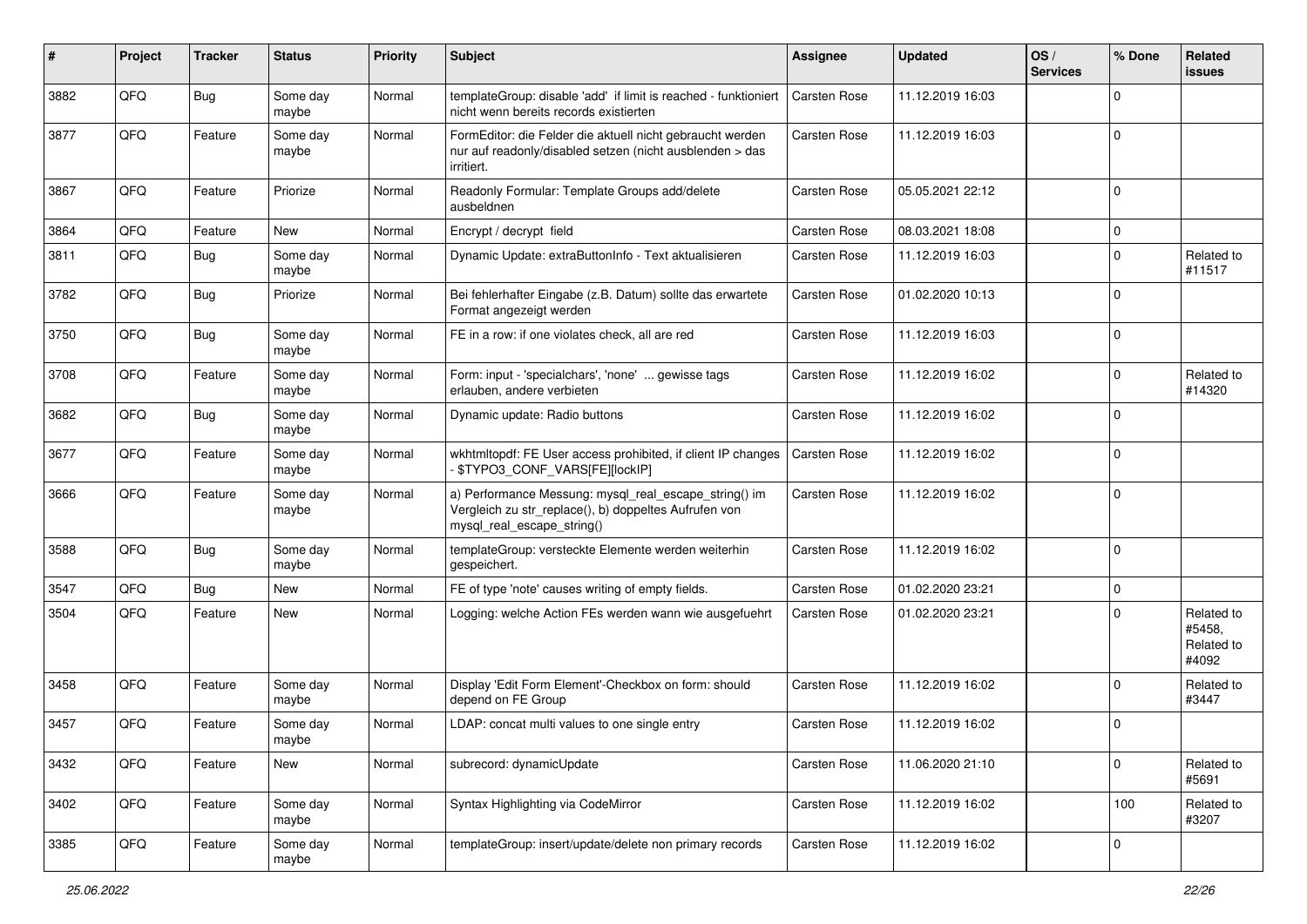| # | Project | Tracker | Status | Priority | Subject | Assignee | Updated | OS / Services | % Done | Related issues |
|---|---|---|---|---|---|---|---|---|---|---|
| 3882 | QFQ | Bug | Some day maybe | Normal | templateGroup: disable 'add' if limit is reached - funktioniert nicht wenn bereits records existierten | Carsten Rose | 11.12.2019 16:03 | | 0 | |
| 3877 | QFQ | Feature | Some day maybe | Normal | FormEditor: die Felder die aktuell nicht gebraucht werden nur auf readonly/disabled setzen (nicht ausblenden > das irritiert. | Carsten Rose | 11.12.2019 16:03 | | 0 | |
| 3867 | QFQ | Feature | Priorize | Normal | Readonly Formular: Template Groups add/delete ausbeldnen | Carsten Rose | 05.05.2021 22:12 | | 0 | |
| 3864 | QFQ | Feature | New | Normal | Encrypt / decrypt field | Carsten Rose | 08.03.2021 18:08 | | 0 | |
| 3811 | QFQ | Bug | Some day maybe | Normal | Dynamic Update: extraButtonInfo - Text aktualisieren | Carsten Rose | 11.12.2019 16:03 | | 0 | Related to #11517 |
| 3782 | QFQ | Bug | Priorize | Normal | Bei fehlerhafter Eingabe (z.B. Datum) sollte das erwartete Format angezeigt werden | Carsten Rose | 01.02.2020 10:13 | | 0 | |
| 3750 | QFQ | Bug | Some day maybe | Normal | FE in a row: if one violates check, all are red | Carsten Rose | 11.12.2019 16:03 | | 0 | |
| 3708 | QFQ | Feature | Some day maybe | Normal | Form: input - 'specialchars', 'none' ... gewisse tags erlauben, andere verbieten | Carsten Rose | 11.12.2019 16:02 | | 0 | Related to #14320 |
| 3682 | QFQ | Bug | Some day maybe | Normal | Dynamic update: Radio buttons | Carsten Rose | 11.12.2019 16:02 | | 0 | |
| 3677 | QFQ | Feature | Some day maybe | Normal | wkhtmltopdf: FE User access prohibited, if client IP changes - $TYPO3_CONF_VARS[FE][lockIP] | Carsten Rose | 11.12.2019 16:02 | | 0 | |
| 3666 | QFQ | Feature | Some day maybe | Normal | a) Performance Messung: mysql_real_escape_string() im Vergleich zu str_replace(), b) doppeltes Aufrufen von mysql_real_escape_string() | Carsten Rose | 11.12.2019 16:02 | | 0 | |
| 3588 | QFQ | Bug | Some day maybe | Normal | templateGroup: versteckte Elemente werden weiterhin gespeichert. | Carsten Rose | 11.12.2019 16:02 | | 0 | |
| 3547 | QFQ | Bug | New | Normal | FE of type 'note' causes writing of empty fields. | Carsten Rose | 01.02.2020 23:21 | | 0 | |
| 3504 | QFQ | Feature | New | Normal | Logging: welche Action FEs werden wann wie ausgefuehrt | Carsten Rose | 01.02.2020 23:21 | | 0 | Related to #5458, Related to #4092 |
| 3458 | QFQ | Feature | Some day maybe | Normal | Display 'Edit Form Element'-Checkbox on form: should depend on FE Group | Carsten Rose | 11.12.2019 16:02 | | 0 | Related to #3447 |
| 3457 | QFQ | Feature | Some day maybe | Normal | LDAP: concat multi values to one single entry | Carsten Rose | 11.12.2019 16:02 | | 0 | |
| 3432 | QFQ | Feature | New | Normal | subrecord: dynamicUpdate | Carsten Rose | 11.06.2020 21:10 | | 0 | Related to #5691 |
| 3402 | QFQ | Feature | Some day maybe | Normal | Syntax Highlighting via CodeMirror | Carsten Rose | 11.12.2019 16:02 | | 100 | Related to #3207 |
| 3385 | QFQ | Feature | Some day maybe | Normal | templateGroup: insert/update/delete non primary records | Carsten Rose | 11.12.2019 16:02 | | 0 | |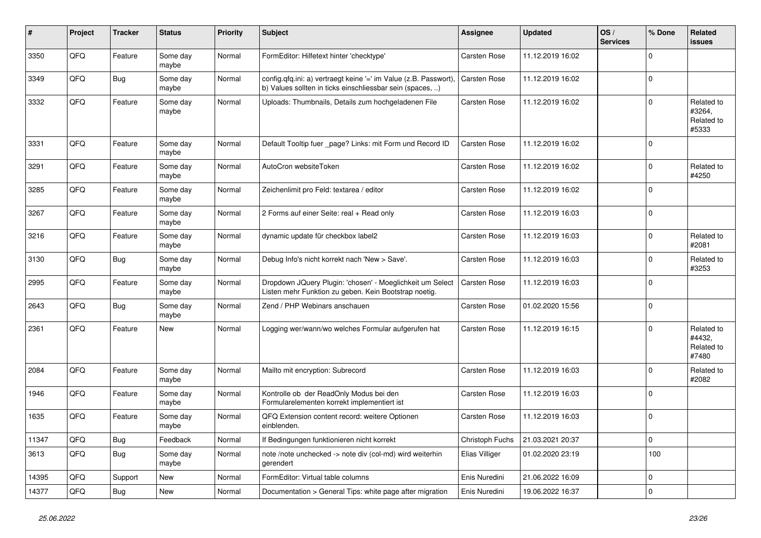| # | Project | Tracker | Status | Priority | Subject | Assignee | Updated | OS / Services | % Done | Related issues |
|---|---|---|---|---|---|---|---|---|---|---|
| 3350 | QFQ | Feature | Some day maybe | Normal | FormEditor: Hilfetext hinter 'checktype' | Carsten Rose | 11.12.2019 16:02 | | 0 | |
| 3349 | QFQ | Bug | Some day maybe | Normal | config.qfq.ini: a) vertraegt keine '=' im Value (z.B. Passwort), b) Values sollten in ticks einschliessbar sein (spaces, ..) | Carsten Rose | 11.12.2019 16:02 | | 0 | |
| 3332 | QFQ | Feature | Some day maybe | Normal | Uploads: Thumbnails, Details zum hochgeladenen File | Carsten Rose | 11.12.2019 16:02 | | 0 | Related to #3264, Related to #5333 |
| 3331 | QFQ | Feature | Some day maybe | Normal | Default Tooltip fuer _page? Links: mit Form und Record ID | Carsten Rose | 11.12.2019 16:02 | | 0 | |
| 3291 | QFQ | Feature | Some day maybe | Normal | AutoCron websiteToken | Carsten Rose | 11.12.2019 16:02 | | 0 | Related to #4250 |
| 3285 | QFQ | Feature | Some day maybe | Normal | Zeichenlimit pro Feld: textarea / editor | Carsten Rose | 11.12.2019 16:02 | | 0 | |
| 3267 | QFQ | Feature | Some day maybe | Normal | 2 Forms auf einer Seite: real + Read only | Carsten Rose | 11.12.2019 16:03 | | 0 | |
| 3216 | QFQ | Feature | Some day maybe | Normal | dynamic update für checkbox label2 | Carsten Rose | 11.12.2019 16:03 | | 0 | Related to #2081 |
| 3130 | QFQ | Bug | Some day maybe | Normal | Debug Info's nicht korrekt nach 'New > Save'. | Carsten Rose | 11.12.2019 16:03 | | 0 | Related to #3253 |
| 2995 | QFQ | Feature | Some day maybe | Normal | Dropdown JQuery Plugin: 'chosen' - Moeglichkeit um Select Listen mehr Funktion zu geben. Kein Bootstrap noetig. | Carsten Rose | 11.12.2019 16:03 | | 0 | |
| 2643 | QFQ | Bug | Some day maybe | Normal | Zend / PHP Webinars anschauen | Carsten Rose | 01.02.2020 15:56 | | 0 | |
| 2361 | QFQ | Feature | New | Normal | Logging wer/wann/wo welches Formular aufgerufen hat | Carsten Rose | 11.12.2019 16:15 | | 0 | Related to #4432, Related to #7480 |
| 2084 | QFQ | Feature | Some day maybe | Normal | Mailto mit encryption: Subrecord | Carsten Rose | 11.12.2019 16:03 | | 0 | Related to #2082 |
| 1946 | QFQ | Feature | Some day maybe | Normal | Kontrolle ob der ReadOnly Modus bei den Formularelementen korrekt implementiert ist | Carsten Rose | 11.12.2019 16:03 | | 0 | |
| 1635 | QFQ | Feature | Some day maybe | Normal | QFQ Extension content record: weitere Optionen einblenden. | Carsten Rose | 11.12.2019 16:03 | | 0 | |
| 11347 | QFQ | Bug | Feedback | Normal | If Bedingungen funktionieren nicht korrekt | Christoph Fuchs | 21.03.2021 20:37 | | 0 | |
| 3613 | QFQ | Bug | Some day maybe | Normal | note /note unchecked -> note div (col-md) wird weiterhin gerendert | Elias Villiger | 01.02.2020 23:19 | | 100 | |
| 14395 | QFQ | Support | New | Normal | FormEditor: Virtual table columns | Enis Nuredini | 21.06.2022 16:09 | | 0 | |
| 14377 | QFQ | Bug | New | Normal | Documentation > General Tips: white page after migration | Enis Nuredini | 19.06.2022 16:37 | | 0 | |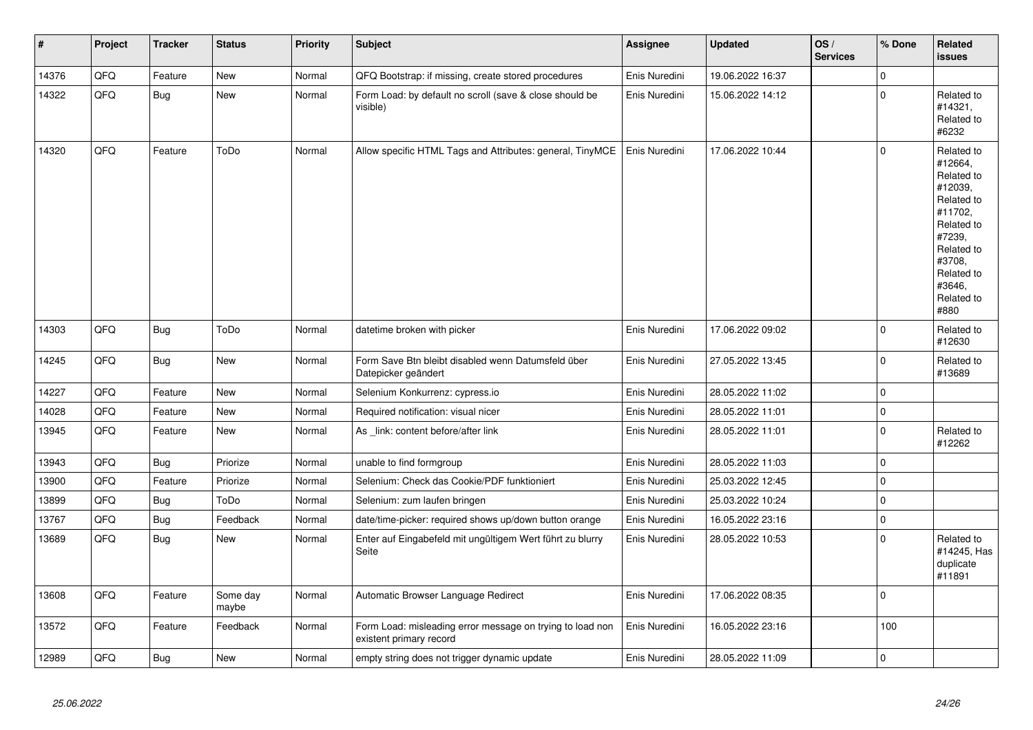| # | Project | Tracker | Status | Priority | Subject | Assignee | Updated | OS / Services | % Done | Related issues |
|---|---|---|---|---|---|---|---|---|---|---|
| 14376 | QFQ | Feature | New | Normal | QFQ Bootstrap: if missing, create stored procedures | Enis Nuredini | 19.06.2022 16:37 | | 0 | |
| 14322 | QFQ | Bug | New | Normal | Form Load: by default no scroll (save & close should be visible) | Enis Nuredini | 15.06.2022 14:12 | | 0 | Related to #14321, Related to #6232 |
| 14320 | QFQ | Feature | ToDo | Normal | Allow specific HTML Tags and Attributes: general, TinyMCE | Enis Nuredini | 17.06.2022 10:44 | | 0 | Related to #12664, Related to #12039, Related to #11702, Related to #7239, Related to #3708, Related to #3646, Related to #880 |
| 14303 | QFQ | Bug | ToDo | Normal | datetime broken with picker | Enis Nuredini | 17.06.2022 09:02 | | 0 | Related to #12630 |
| 14245 | QFQ | Bug | New | Normal | Form Save Btn bleibt disabled wenn Datumsfeld über Datepicker geändert | Enis Nuredini | 27.05.2022 13:45 | | 0 | Related to #13689 |
| 14227 | QFQ | Feature | New | Normal | Selenium Konkurrenz: cypress.io | Enis Nuredini | 28.05.2022 11:02 | | 0 | |
| 14028 | QFQ | Feature | New | Normal | Required notification: visual nicer | Enis Nuredini | 28.05.2022 11:01 | | 0 | |
| 13945 | QFQ | Feature | New | Normal | As _link: content before/after link | Enis Nuredini | 28.05.2022 11:01 | | 0 | Related to #12262 |
| 13943 | QFQ | Bug | Priorize | Normal | unable to find formgroup | Enis Nuredini | 28.05.2022 11:03 | | 0 | |
| 13900 | QFQ | Feature | Priorize | Normal | Selenium: Check das Cookie/PDF funktioniert | Enis Nuredini | 25.03.2022 12:45 | | 0 | |
| 13899 | QFQ | Bug | ToDo | Normal | Selenium: zum laufen bringen | Enis Nuredini | 25.03.2022 10:24 | | 0 | |
| 13767 | QFQ | Bug | Feedback | Normal | date/time-picker: required shows up/down button orange | Enis Nuredini | 16.05.2022 23:16 | | 0 | |
| 13689 | QFQ | Bug | New | Normal | Enter auf Eingabefeld mit ungültigem Wert führt zu blurry Seite | Enis Nuredini | 28.05.2022 10:53 | | 0 | Related to #14245, Has duplicate #11891 |
| 13608 | QFQ | Feature | Some day maybe | Normal | Automatic Browser Language Redirect | Enis Nuredini | 17.06.2022 08:35 | | 0 | |
| 13572 | QFQ | Feature | Feedback | Normal | Form Load: misleading error message on trying to load non existent primary record | Enis Nuredini | 16.05.2022 23:16 | | 100 | |
| 12989 | QFQ | Bug | New | Normal | empty string does not trigger dynamic update | Enis Nuredini | 28.05.2022 11:09 | | 0 | |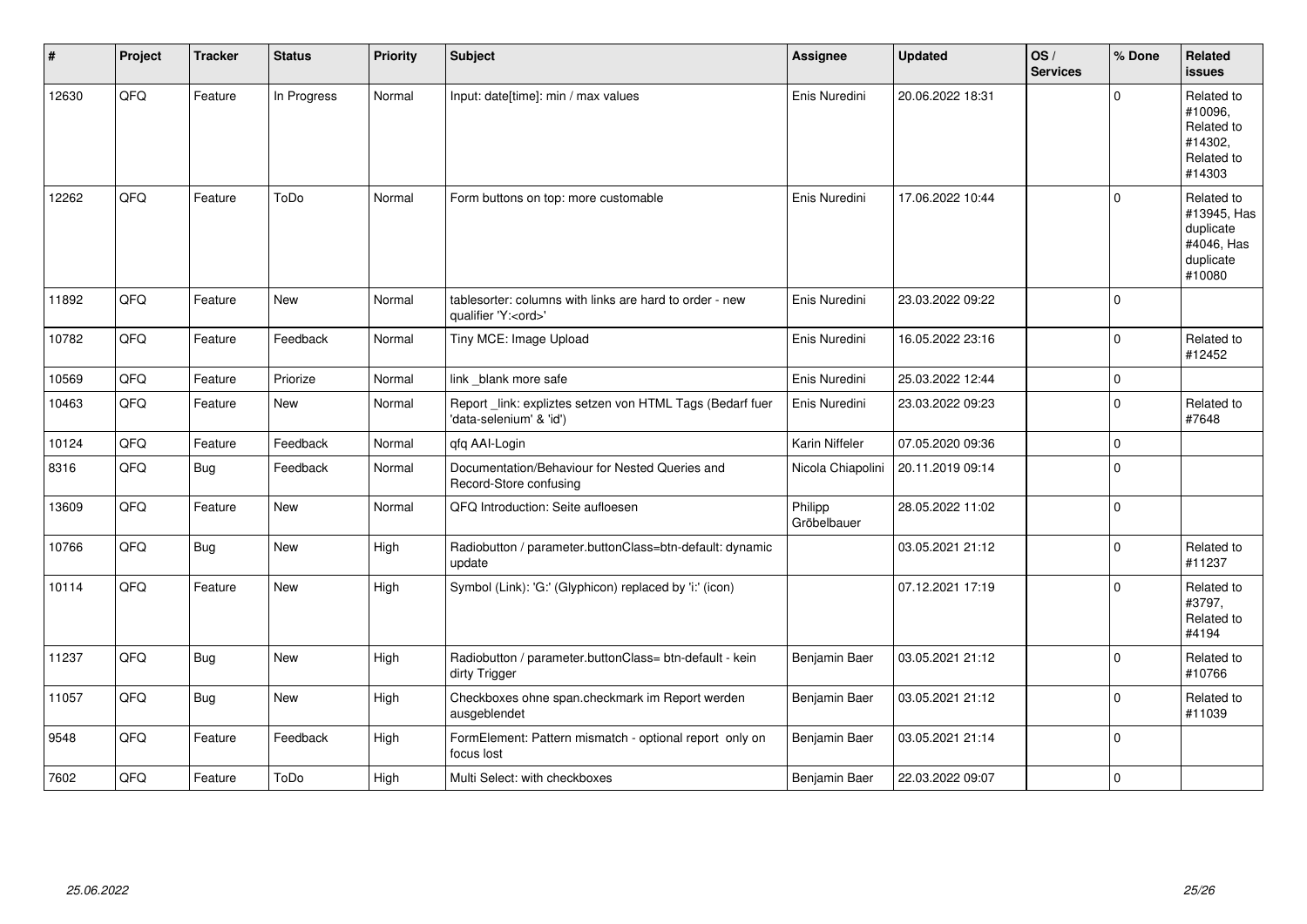| # | Project | Tracker | Status | Priority | Subject | Assignee | Updated | OS / Services | % Done | Related issues |
|---|---|---|---|---|---|---|---|---|---|---|
| 12630 | QFQ | Feature | In Progress | Normal | Input: date[time]: min / max values | Enis Nuredini | 20.06.2022 18:31 | | 0 | Related to #10096, Related to #14302, Related to #14303 |
| 12262 | QFQ | Feature | ToDo | Normal | Form buttons on top: more customable | Enis Nuredini | 17.06.2022 10:44 | | 0 | Related to #13945, Has duplicate #4046, Has duplicate #10080 |
| 11892 | QFQ | Feature | New | Normal | tablesorter: columns with links are hard to order - new qualifier 'Y:<ord>' | Enis Nuredini | 23.03.2022 09:22 | | 0 | |
| 10782 | QFQ | Feature | Feedback | Normal | Tiny MCE: Image Upload | Enis Nuredini | 16.05.2022 23:16 | | 0 | Related to #12452 |
| 10569 | QFQ | Feature | Priorize | Normal | link _blank more safe | Enis Nuredini | 25.03.2022 12:44 | | 0 | |
| 10463 | QFQ | Feature | New | Normal | Report _link: expliztes setzen von HTML Tags (Bedarf fuer 'data-selenium' & 'id') | Enis Nuredini | 23.03.2022 09:23 | | 0 | Related to #7648 |
| 10124 | QFQ | Feature | Feedback | Normal | qfq AAI-Login | Karin Niffeler | 07.05.2020 09:36 | | 0 | |
| 8316 | QFQ | Bug | Feedback | Normal | Documentation/Behaviour for Nested Queries and Record-Store confusing | Nicola Chiapolini | 20.11.2019 09:14 | | 0 | |
| 13609 | QFQ | Feature | New | Normal | QFQ Introduction: Seite aufloesen | Philipp Gröbelbauer | 28.05.2022 11:02 | | 0 | |
| 10766 | QFQ | Bug | New | High | Radiobutton / parameter.buttonClass=btn-default: dynamic update | | 03.05.2021 21:12 | | 0 | Related to #11237 |
| 10114 | QFQ | Feature | New | High | Symbol (Link): 'G:' (Glyphicon) replaced by 'i:' (icon) | | 07.12.2021 17:19 | | 0 | Related to #3797, Related to #4194 |
| 11237 | QFQ | Bug | New | High | Radiobutton / parameter.buttonClass= btn-default - kein dirty Trigger | Benjamin Baer | 03.05.2021 21:12 | | 0 | Related to #10766 |
| 11057 | QFQ | Bug | New | High | Checkboxes ohne span.checkmark im Report werden ausgeblendet | Benjamin Baer | 03.05.2021 21:12 | | 0 | Related to #11039 |
| 9548 | QFQ | Feature | Feedback | High | FormElement: Pattern mismatch - optional report only on focus lost | Benjamin Baer | 03.05.2021 21:14 | | 0 | |
| 7602 | QFQ | Feature | ToDo | High | Multi Select: with checkboxes | Benjamin Baer | 22.03.2022 09:07 | | 0 | |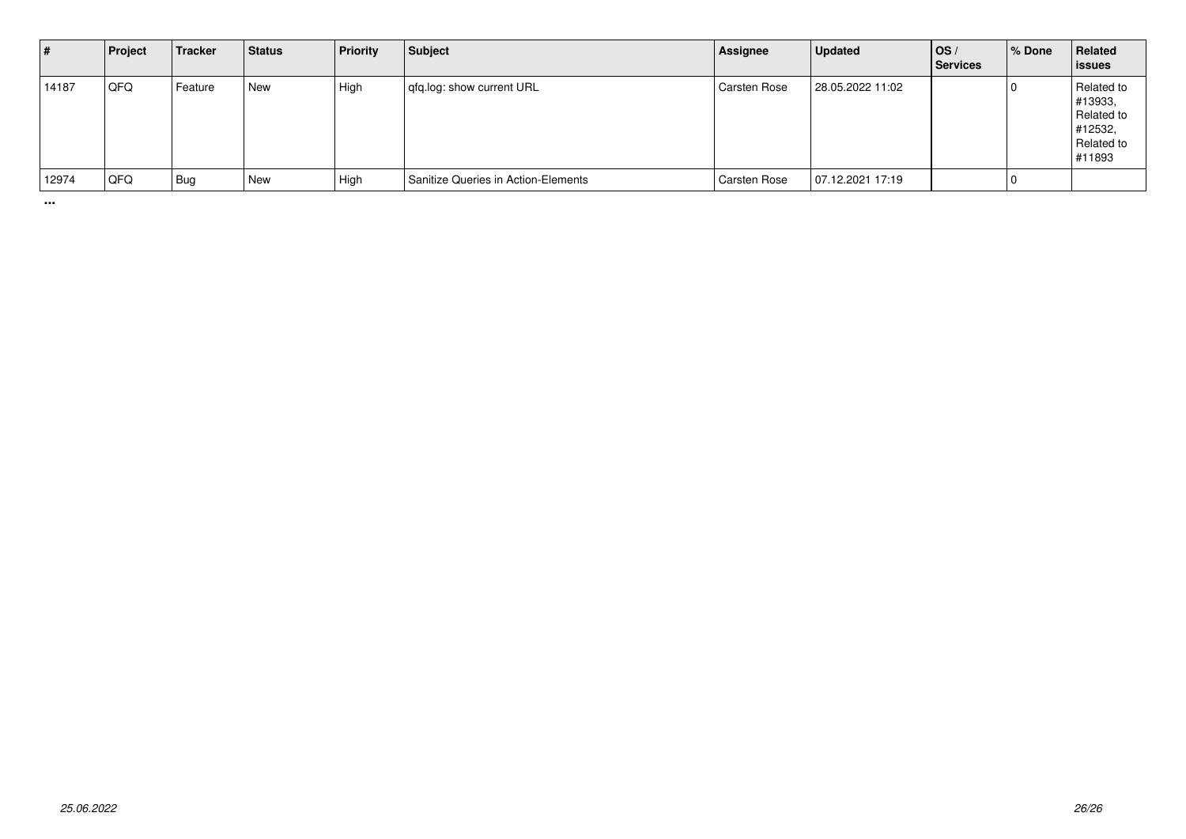| # | Project | Tracker | Status | Priority | Subject | Assignee | Updated | OS / Services | % Done | Related issues |
|---|---|---|---|---|---|---|---|---|---|---|
| 14187 | QFQ | Feature | New | High | qfq.log: show current URL | Carsten Rose | 28.05.2022 11:02 | | 0 | Related to #13933, Related to #12532, Related to #11893 |
| 12974 | QFQ | Bug | New | High | Sanitize Queries in Action-Elements | Carsten Rose | 07.12.2021 17:19 | | 0 | |

**...**

*25.06.2022*